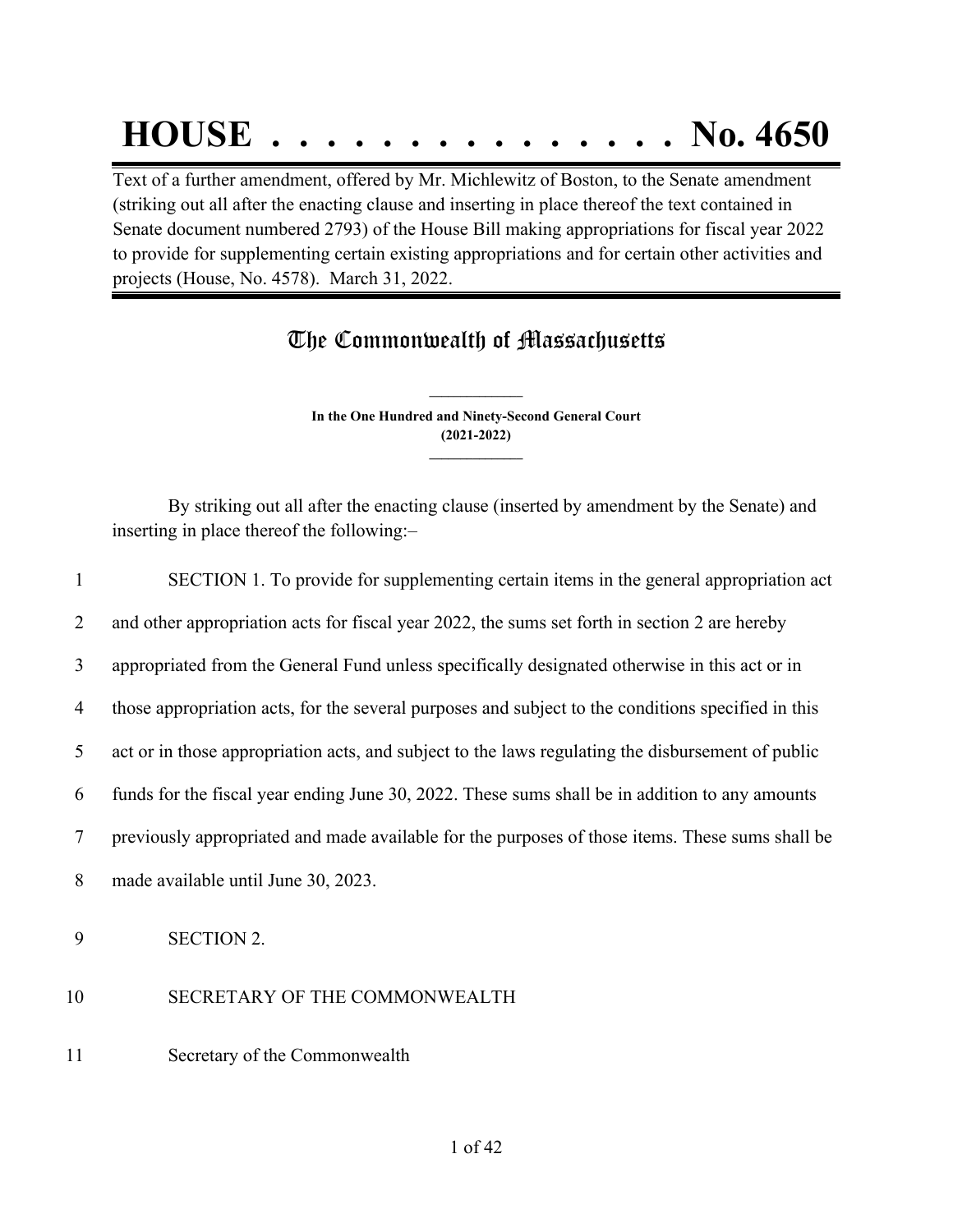# HOUSE . . . . . . . . . . . . . . . No. 4650

Text of a further amendment, offered by Mr. Michlewitz of Boston, to the Senate amendment (striking out all after the enacting clause and inserting in place thereof the text contained in Senate document numbered 2793) of the House Bill making appropriations for fiscal year 2022 to provide for supplementing certain existing appropriations and for certain other activities and projects (House, No. 4578). March 31, 2022.

## The Commonwealth of Massachusetts

**In the One Hundred and Ninety-Second General Court**
**(2021-2022)**

By striking out all after the enacting clause (inserted by amendment by the Senate) and inserting in place thereof the following:–

1 SECTION 1. To provide for supplementing certain items in the general appropriation act
2 and other appropriation acts for fiscal year 2022, the sums set forth in section 2 are hereby
3 appropriated from the General Fund unless specifically designated otherwise in this act or in
4 those appropriation acts, for the several purposes and subject to the conditions specified in this
5 act or in those appropriation acts, and subject to the laws regulating the disbursement of public
6 funds for the fiscal year ending June 30, 2022. These sums shall be in addition to any amounts
7 previously appropriated and made available for the purposes of those items. These sums shall be
8 made available until June 30, 2023.

9 SECTION 2.

10 SECRETARY OF THE COMMONWEALTH

11 Secretary of the Commonwealth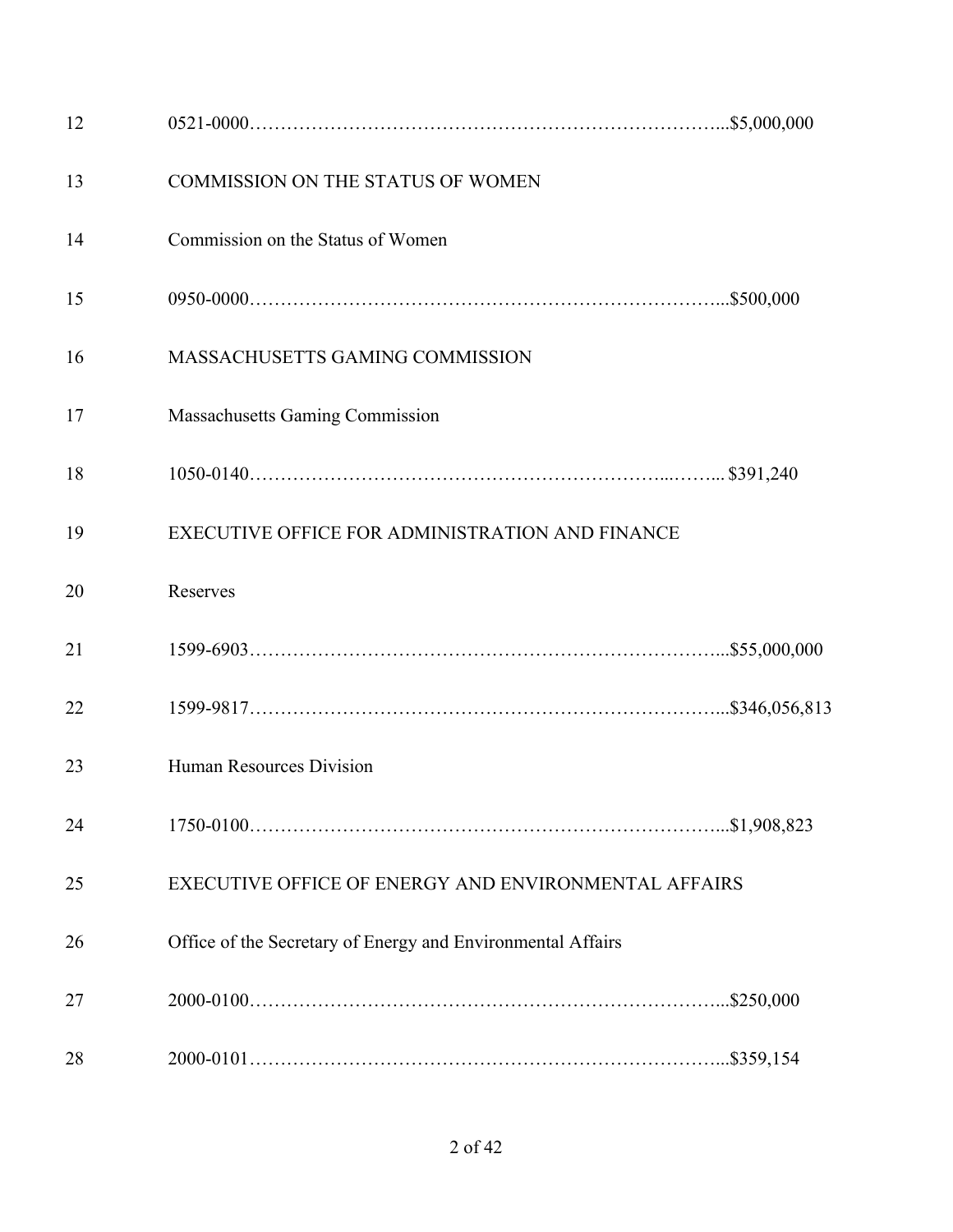12 0521-0000…………………………………………………………………...$5,000,000

13 COMMISSION ON THE STATUS OF WOMEN

14 Commission on the Status of Women

15 0950-0000…………………………………………………………………...$500,000

16 MASSACHUSETTS GAMING COMMISSION

17 Massachusetts Gaming Commission

18 1050-0140…………………………………………………………...……... $391,240

19 EXECUTIVE OFFICE FOR ADMINISTRATION AND FINANCE

20 Reserves

21 1599-6903…………………………………………………………………...$55,000,000

22 1599-9817…………………………………………………………………...$346,056,813

23 Human Resources Division

24 1750-0100…………………………………………………………………...$1,908,823

25 EXECUTIVE OFFICE OF ENERGY AND ENVIRONMENTAL AFFAIRS

26 Office of the Secretary of Energy and Environmental Affairs

27 2000-0100…………………………………………………………………...$250,000

28 2000-0101…………………………………………………………………...$359,154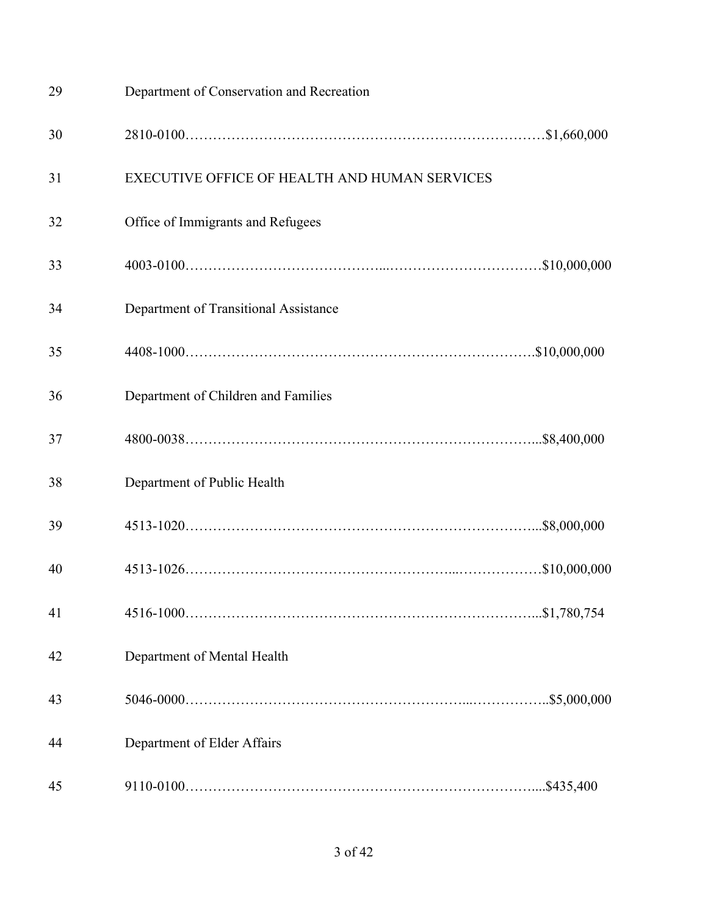29 Department of Conservation and Recreation

30 2810-0100……………………………………………………………………$1,660,000

31 EXECUTIVE OFFICE OF HEALTH AND HUMAN SERVICES

32 Office of Immigrants and Refugees

33 4003-0100…………………………………...……………………………$10,000,000

34 Department of Transitional Assistance

35 4408-1000……………………………………………………………….$10,000,000

36 Department of Children and Families

37 4800-0038…………………………………………………………………...$8,400,000

38 Department of Public Health

39 4513-1020…………………………………………………………………...$8,000,000

40 4513-1026…………………………………………………...………………$10,000,000

41 4516-1000…………………………………………………………………...$1,780,754

42 Department of Mental Health

43 5046-0000…………………………………………………...……………..$5,000,000

44 Department of Elder Affairs

45 9110-0100……………………………………………………………….....$435,400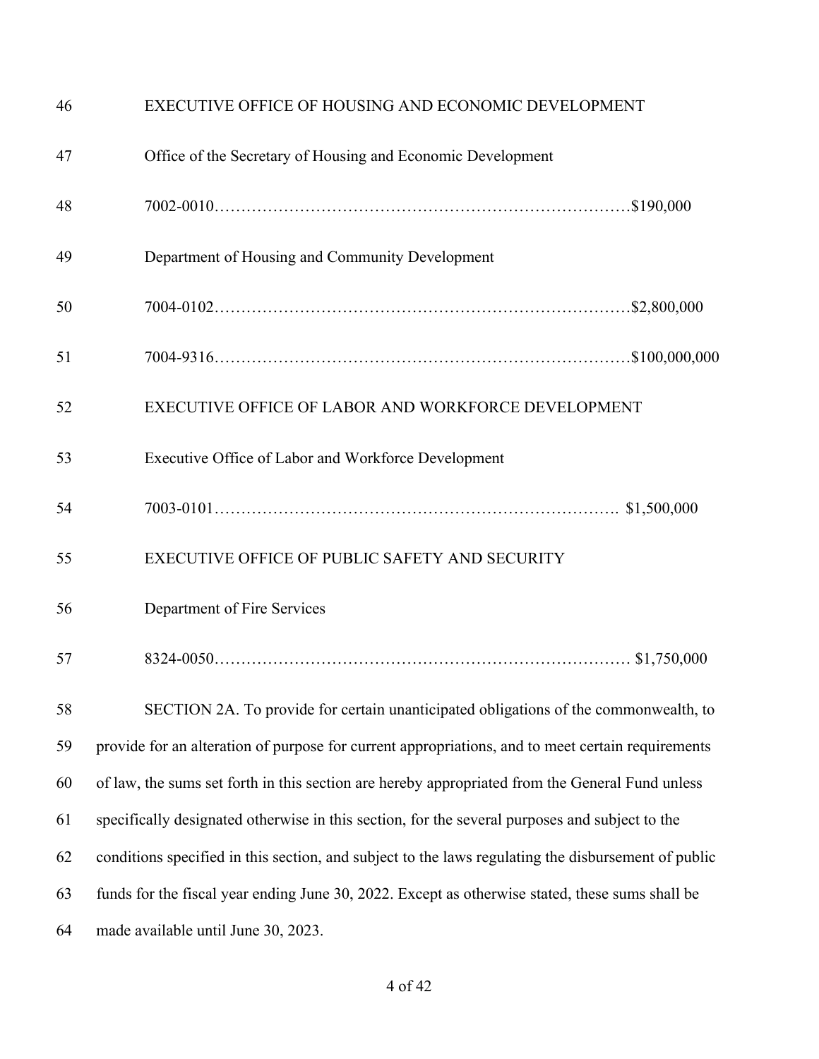EXECUTIVE OFFICE OF HOUSING AND ECONOMIC DEVELOPMENT

Office of the Secretary of Housing and Economic Development

7002-0010……………………………………………………………………$190,000

Department of Housing and Community Development

7004-0102……………………………………………………………………$2,800,000

7004-9316……………………………………………………………………$100,000,000

EXECUTIVE OFFICE OF LABOR AND WORKFORCE DEVELOPMENT

Executive Office of Labor and Workforce Development

7003-0101…………………………………………………………………. $1,500,000

EXECUTIVE OFFICE OF PUBLIC SAFETY AND SECURITY

Department of Fire Services

8324-0050…………………………………………………………………… $1,750,000

SECTION 2A. To provide for certain unanticipated obligations of the commonwealth, to provide for an alteration of purpose for current appropriations, and to meet certain requirements of law, the sums set forth in this section are hereby appropriated from the General Fund unless specifically designated otherwise in this section, for the several purposes and subject to the conditions specified in this section, and subject to the laws regulating the disbursement of public funds for the fiscal year ending June 30, 2022. Except as otherwise stated, these sums shall be made available until June 30, 2023.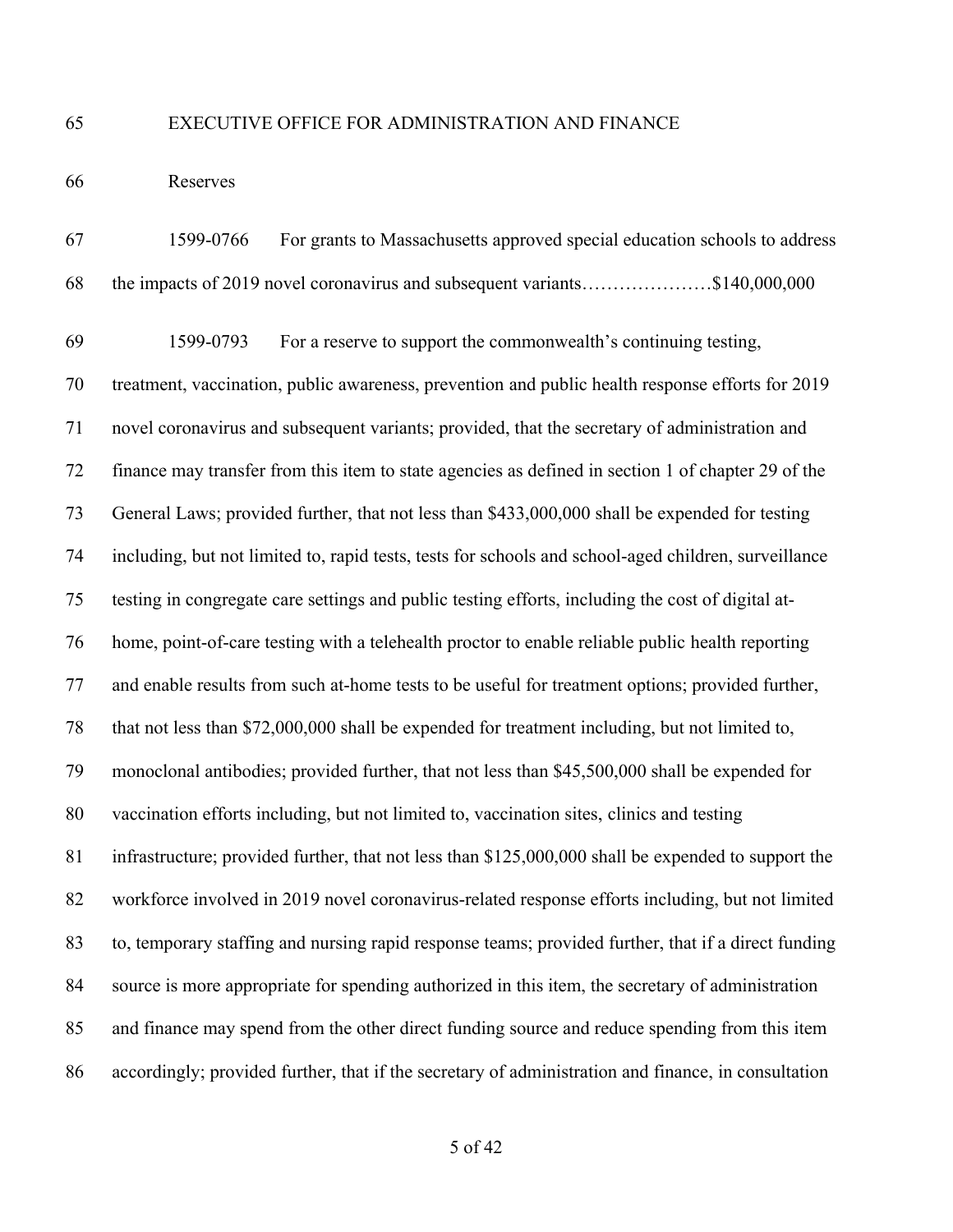EXECUTIVE OFFICE FOR ADMINISTRATION AND FINANCE

Reserves

1599-0766 For grants to Massachusetts approved special education schools to address the impacts of 2019 novel coronavirus and subsequent variants…………………$140,000,000

1599-0793 For a reserve to support the commonwealth's continuing testing, treatment, vaccination, public awareness, prevention and public health response efforts for 2019 novel coronavirus and subsequent variants; provided, that the secretary of administration and finance may transfer from this item to state agencies as defined in section 1 of chapter 29 of the General Laws; provided further, that not less than $433,000,000 shall be expended for testing including, but not limited to, rapid tests, tests for schools and school-aged children, surveillance testing in congregate care settings and public testing efforts, including the cost of digital at-home, point-of-care testing with a telehealth proctor to enable reliable public health reporting and enable results from such at-home tests to be useful for treatment options; provided further, that not less than $72,000,000 shall be expended for treatment including, but not limited to, monoclonal antibodies; provided further, that not less than $45,500,000 shall be expended for vaccination efforts including, but not limited to, vaccination sites, clinics and testing infrastructure; provided further, that not less than $125,000,000 shall be expended to support the workforce involved in 2019 novel coronavirus-related response efforts including, but not limited to, temporary staffing and nursing rapid response teams; provided further, that if a direct funding source is more appropriate for spending authorized in this item, the secretary of administration and finance may spend from the other direct funding source and reduce spending from this item accordingly; provided further, that if the secretary of administration and finance, in consultation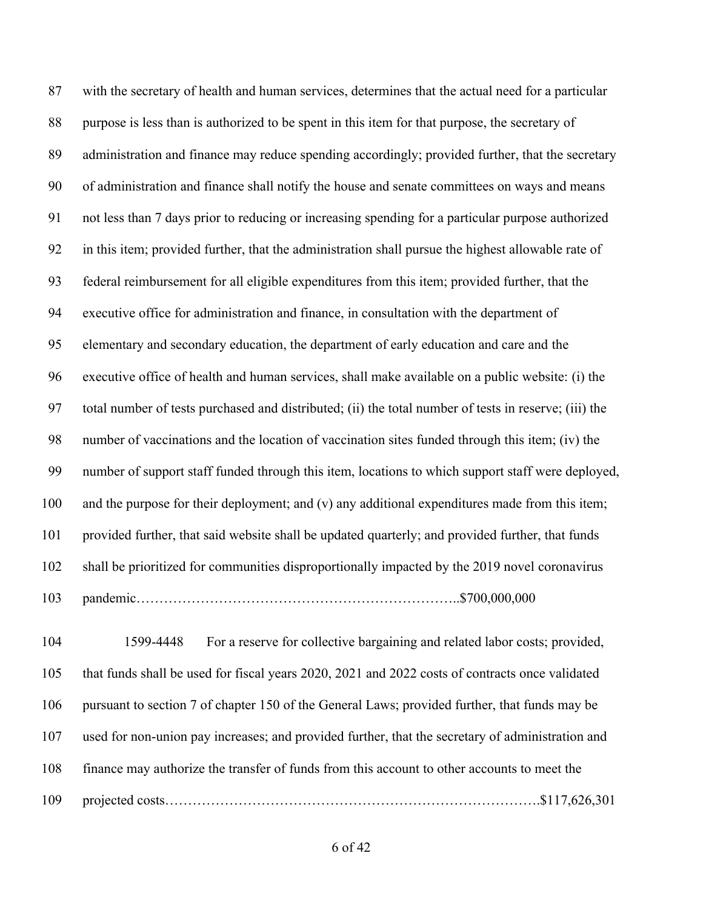87 with the secretary of health and human services, determines that the actual need for a particular
88 purpose is less than is authorized to be spent in this item for that purpose, the secretary of
89 administration and finance may reduce spending accordingly; provided further, that the secretary
90 of administration and finance shall notify the house and senate committees on ways and means
91 not less than 7 days prior to reducing or increasing spending for a particular purpose authorized
92 in this item; provided further, that the administration shall pursue the highest allowable rate of
93 federal reimbursement for all eligible expenditures from this item; provided further, that the
94 executive office for administration and finance, in consultation with the department of
95 elementary and secondary education, the department of early education and care and the
96 executive office of health and human services, shall make available on a public website: (i) the
97 total number of tests purchased and distributed; (ii) the total number of tests in reserve; (iii) the
98 number of vaccinations and the location of vaccination sites funded through this item; (iv) the
99 number of support staff funded through this item, locations to which support staff were deployed,
100 and the purpose for their deployment; and (v) any additional expenditures made from this item;
101 provided further, that said website shall be updated quarterly; and provided further, that funds
102 shall be prioritized for communities disproportionally impacted by the 2019 novel coronavirus
103 pandemic……………………………………………………………..$700,000,000

104 1599-4448 For a reserve for collective bargaining and related labor costs; provided,
105 that funds shall be used for fiscal years 2020, 2021 and 2022 costs of contracts once validated
106 pursuant to section 7 of chapter 150 of the General Laws; provided further, that funds may be
107 used for non-union pay increases; and provided further, that the secretary of administration and
108 finance may authorize the transfer of funds from this account to other accounts to meet the
109 projected costs……………………………………………………………………….$117,626,301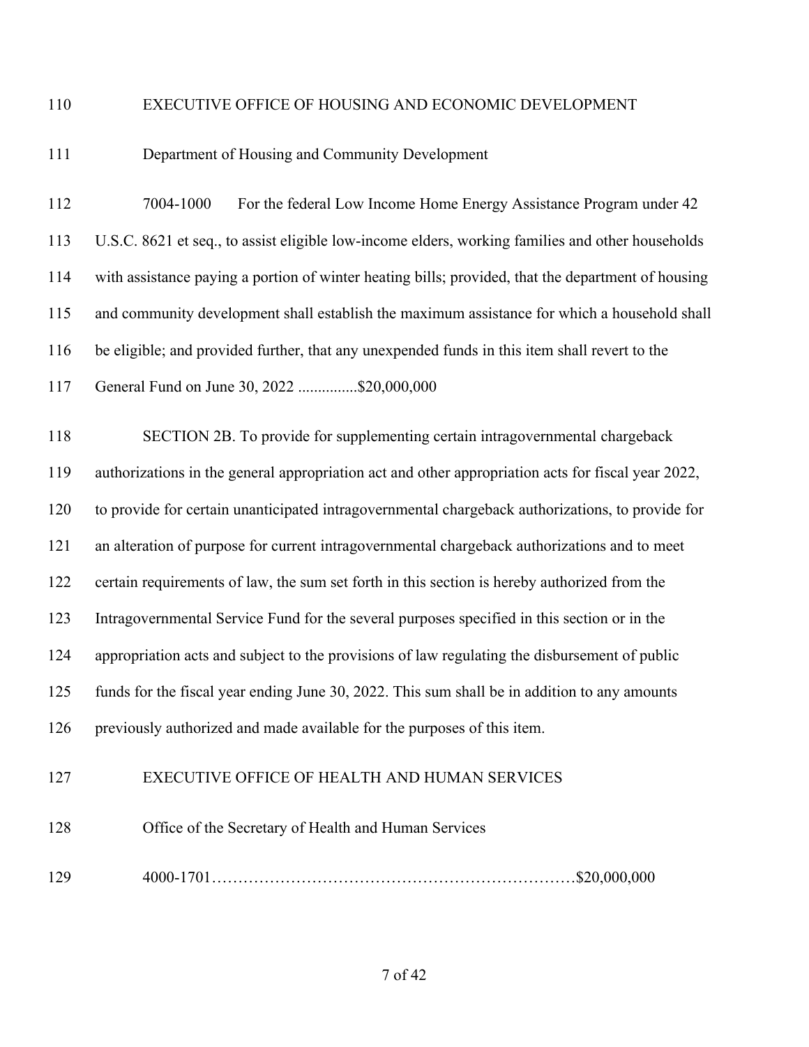EXECUTIVE OFFICE OF HOUSING AND ECONOMIC DEVELOPMENT

Department of Housing and Community Development

7004-1000 For the federal Low Income Home Energy Assistance Program under 42 U.S.C. 8621 et seq., to assist eligible low-income elders, working families and other households with assistance paying a portion of winter heating bills; provided, that the department of housing and community development shall establish the maximum assistance for which a household shall be eligible; and provided further, that any unexpended funds in this item shall revert to the General Fund on June 30, 2022 ...............$20,000,000

SECTION 2B. To provide for supplementing certain intragovernmental chargeback authorizations in the general appropriation act and other appropriation acts for fiscal year 2022, to provide for certain unanticipated intragovernmental chargeback authorizations, to provide for an alteration of purpose for current intragovernmental chargeback authorizations and to meet certain requirements of law, the sum set forth in this section is hereby authorized from the Intragovernmental Service Fund for the several purposes specified in this section or in the appropriation acts and subject to the provisions of law regulating the disbursement of public funds for the fiscal year ending June 30, 2022. This sum shall be in addition to any amounts previously authorized and made available for the purposes of this item.

EXECUTIVE OFFICE OF HEALTH AND HUMAN SERVICES

Office of the Secretary of Health and Human Services

4000-1701……………………………………………………………$20,000,000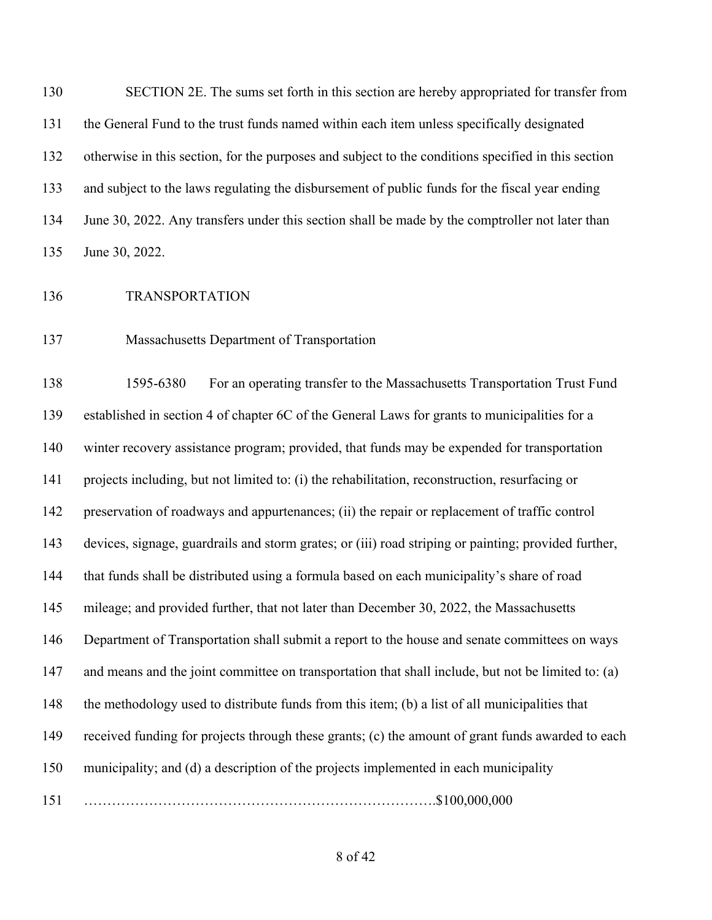SECTION 2E. The sums set forth in this section are hereby appropriated for transfer from the General Fund to the trust funds named within each item unless specifically designated otherwise in this section, for the purposes and subject to the conditions specified in this section and subject to the laws regulating the disbursement of public funds for the fiscal year ending June 30, 2022. Any transfers under this section shall be made by the comptroller not later than June 30, 2022.

TRANSPORTATION

Massachusetts Department of Transportation

1595-6380 For an operating transfer to the Massachusetts Transportation Trust Fund established in section 4 of chapter 6C of the General Laws for grants to municipalities for a winter recovery assistance program; provided, that funds may be expended for transportation projects including, but not limited to: (i) the rehabilitation, reconstruction, resurfacing or preservation of roadways and appurtenances; (ii) the repair or replacement of traffic control devices, signage, guardrails and storm grates; or (iii) road striping or painting; provided further, that funds shall be distributed using a formula based on each municipality's share of road mileage; and provided further, that not later than December 30, 2022, the Massachusetts Department of Transportation shall submit a report to the house and senate committees on ways and means and the joint committee on transportation that shall include, but not be limited to: (a) the methodology used to distribute funds from this item; (b) a list of all municipalities that received funding for projects through these grants; (c) the amount of grant funds awarded to each municipality; and (d) a description of the projects implemented in each municipality ………………………………………………………………….$100,000,000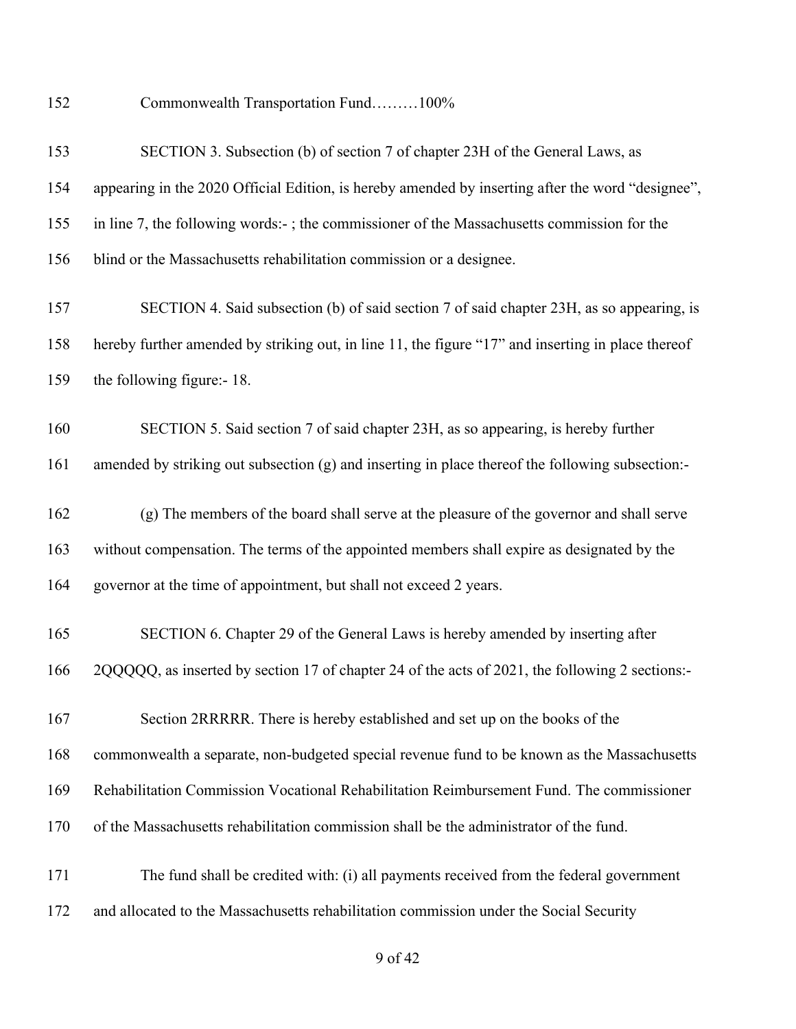Commonwealth Transportation Fund………100%

SECTION 3. Subsection (b) of section 7 of chapter 23H of the General Laws, as appearing in the 2020 Official Edition, is hereby amended by inserting after the word "designee", in line 7, the following words:- ; the commissioner of the Massachusetts commission for the blind or the Massachusetts rehabilitation commission or a designee.

SECTION 4. Said subsection (b) of said section 7 of said chapter 23H, as so appearing, is hereby further amended by striking out, in line 11, the figure "17" and inserting in place thereof the following figure:- 18.

SECTION 5. Said section 7 of said chapter 23H, as so appearing, is hereby further amended by striking out subsection (g) and inserting in place thereof the following subsection:-

(g) The members of the board shall serve at the pleasure of the governor and shall serve without compensation. The terms of the appointed members shall expire as designated by the governor at the time of appointment, but shall not exceed 2 years.

SECTION 6. Chapter 29 of the General Laws is hereby amended by inserting after 2QQQQQ, as inserted by section 17 of chapter 24 of the acts of 2021, the following 2 sections:-

Section 2RRRRR. There is hereby established and set up on the books of the commonwealth a separate, non-budgeted special revenue fund to be known as the Massachusetts Rehabilitation Commission Vocational Rehabilitation Reimbursement Fund. The commissioner of the Massachusetts rehabilitation commission shall be the administrator of the fund.

The fund shall be credited with: (i) all payments received from the federal government and allocated to the Massachusetts rehabilitation commission under the Social Security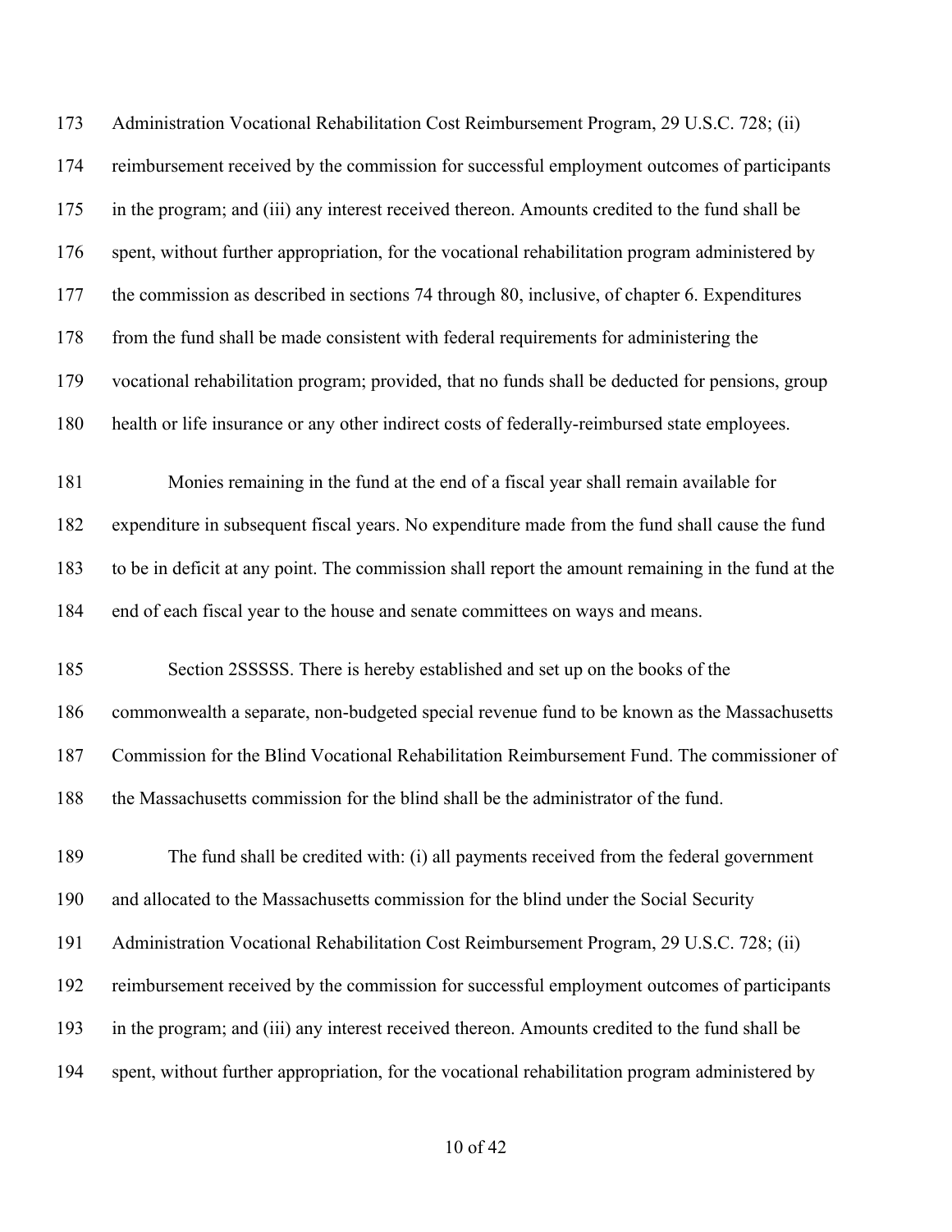Administration Vocational Rehabilitation Cost Reimbursement Program, 29 U.S.C. 728; (ii) reimbursement received by the commission for successful employment outcomes of participants in the program; and (iii) any interest received thereon. Amounts credited to the fund shall be spent, without further appropriation, for the vocational rehabilitation program administered by the commission as described in sections 74 through 80, inclusive, of chapter 6. Expenditures from the fund shall be made consistent with federal requirements for administering the vocational rehabilitation program; provided, that no funds shall be deducted for pensions, group health or life insurance or any other indirect costs of federally-reimbursed state employees.

Monies remaining in the fund at the end of a fiscal year shall remain available for expenditure in subsequent fiscal years. No expenditure made from the fund shall cause the fund to be in deficit at any point. The commission shall report the amount remaining in the fund at the end of each fiscal year to the house and senate committees on ways and means.

Section 2SSSSS. There is hereby established and set up on the books of the commonwealth a separate, non-budgeted special revenue fund to be known as the Massachusetts Commission for the Blind Vocational Rehabilitation Reimbursement Fund. The commissioner of the Massachusetts commission for the blind shall be the administrator of the fund.

The fund shall be credited with: (i) all payments received from the federal government and allocated to the Massachusetts commission for the blind under the Social Security Administration Vocational Rehabilitation Cost Reimbursement Program, 29 U.S.C. 728; (ii) reimbursement received by the commission for successful employment outcomes of participants in the program; and (iii) any interest received thereon. Amounts credited to the fund shall be spent, without further appropriation, for the vocational rehabilitation program administered by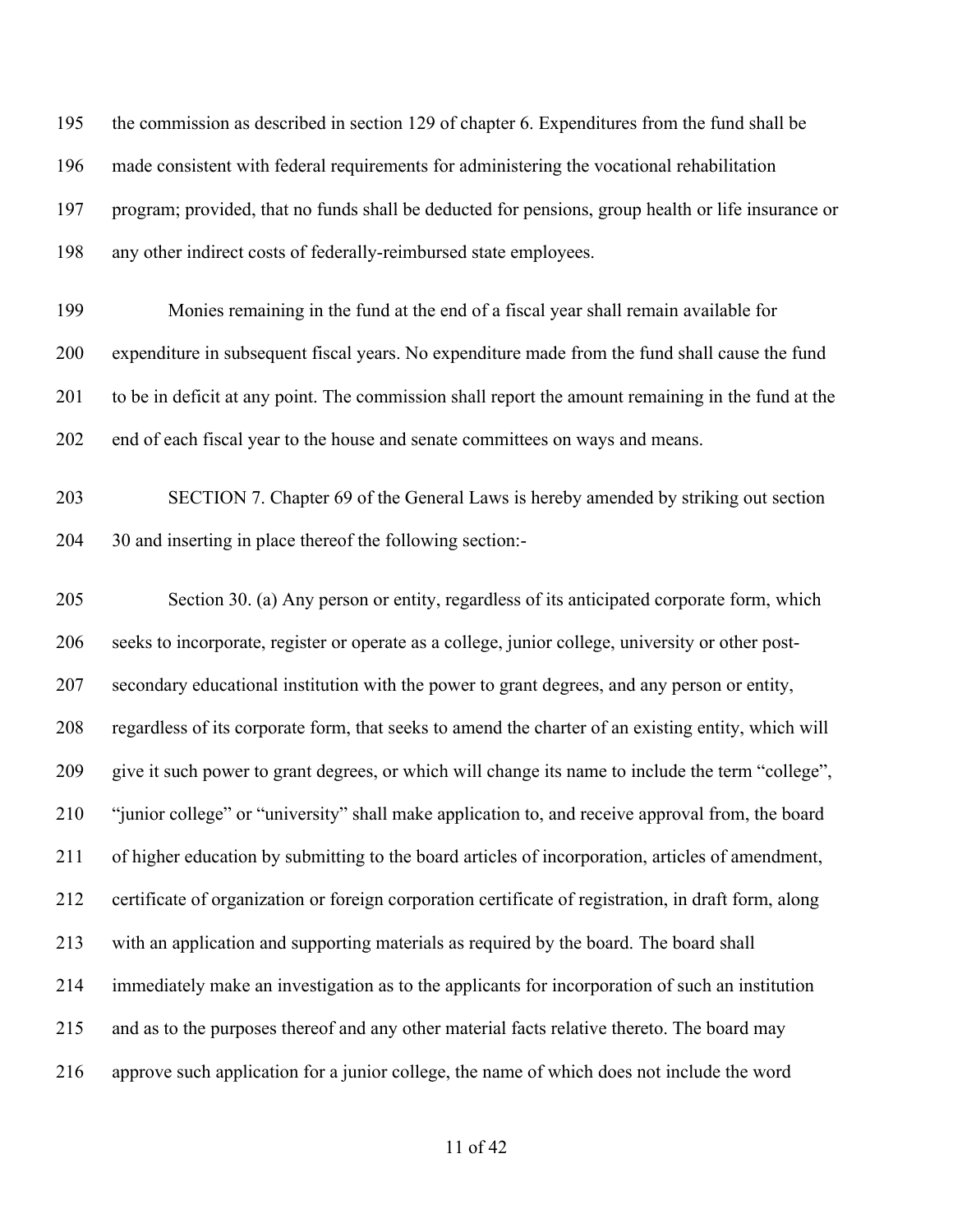the commission as described in section 129 of chapter 6. Expenditures from the fund shall be made consistent with federal requirements for administering the vocational rehabilitation program; provided, that no funds shall be deducted for pensions, group health or life insurance or any other indirect costs of federally-reimbursed state employees.

Monies remaining in the fund at the end of a fiscal year shall remain available for expenditure in subsequent fiscal years. No expenditure made from the fund shall cause the fund to be in deficit at any point. The commission shall report the amount remaining in the fund at the end of each fiscal year to the house and senate committees on ways and means.

SECTION 7. Chapter 69 of the General Laws is hereby amended by striking out section 30 and inserting in place thereof the following section:-

Section 30. (a) Any person or entity, regardless of its anticipated corporate form, which seeks to incorporate, register or operate as a college, junior college, university or other post-secondary educational institution with the power to grant degrees, and any person or entity, regardless of its corporate form, that seeks to amend the charter of an existing entity, which will give it such power to grant degrees, or which will change its name to include the term "college", "junior college" or "university" shall make application to, and receive approval from, the board of higher education by submitting to the board articles of incorporation, articles of amendment, certificate of organization or foreign corporation certificate of registration, in draft form, along with an application and supporting materials as required by the board. The board shall immediately make an investigation as to the applicants for incorporation of such an institution and as to the purposes thereof and any other material facts relative thereto. The board may approve such application for a junior college, the name of which does not include the word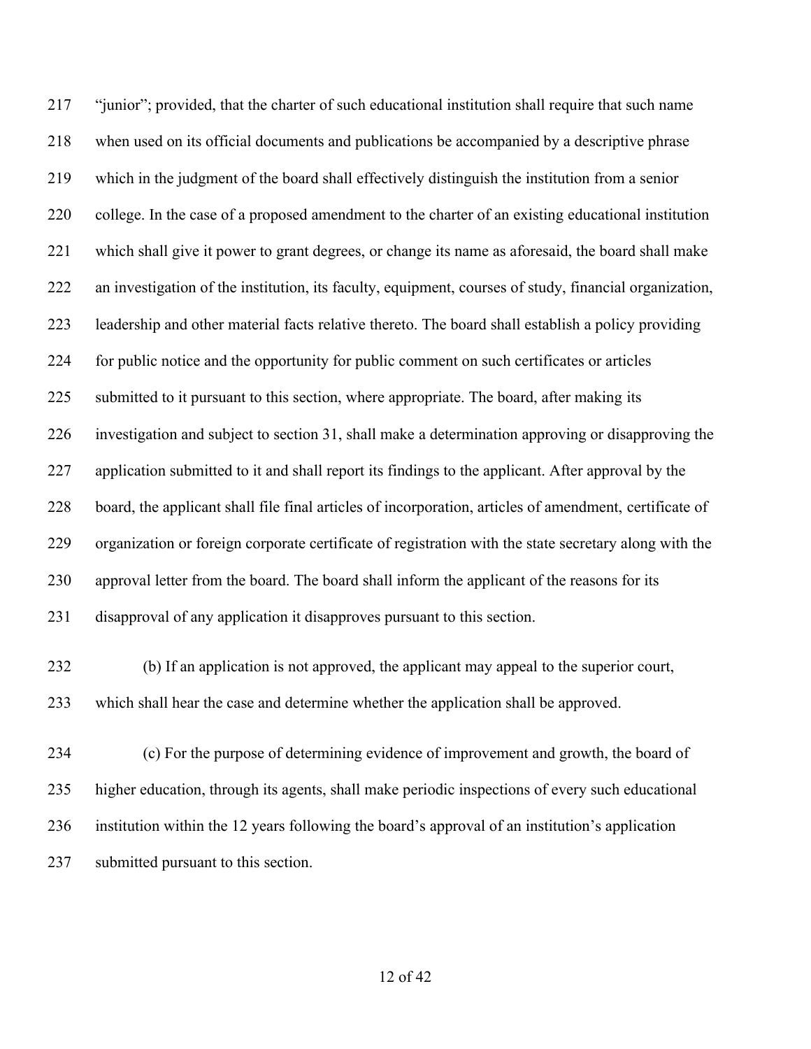"junior"; provided, that the charter of such educational institution shall require that such name when used on its official documents and publications be accompanied by a descriptive phrase which in the judgment of the board shall effectively distinguish the institution from a senior college. In the case of a proposed amendment to the charter of an existing educational institution which shall give it power to grant degrees, or change its name as aforesaid, the board shall make an investigation of the institution, its faculty, equipment, courses of study, financial organization, leadership and other material facts relative thereto. The board shall establish a policy providing for public notice and the opportunity for public comment on such certificates or articles submitted to it pursuant to this section, where appropriate. The board, after making its investigation and subject to section 31, shall make a determination approving or disapproving the application submitted to it and shall report its findings to the applicant. After approval by the board, the applicant shall file final articles of incorporation, articles of amendment, certificate of organization or foreign corporate certificate of registration with the state secretary along with the approval letter from the board. The board shall inform the applicant of the reasons for its disapproval of any application it disapproves pursuant to this section.

(b) If an application is not approved, the applicant may appeal to the superior court, which shall hear the case and determine whether the application shall be approved.

(c) For the purpose of determining evidence of improvement and growth, the board of higher education, through its agents, shall make periodic inspections of every such educational institution within the 12 years following the board's approval of an institution's application submitted pursuant to this section.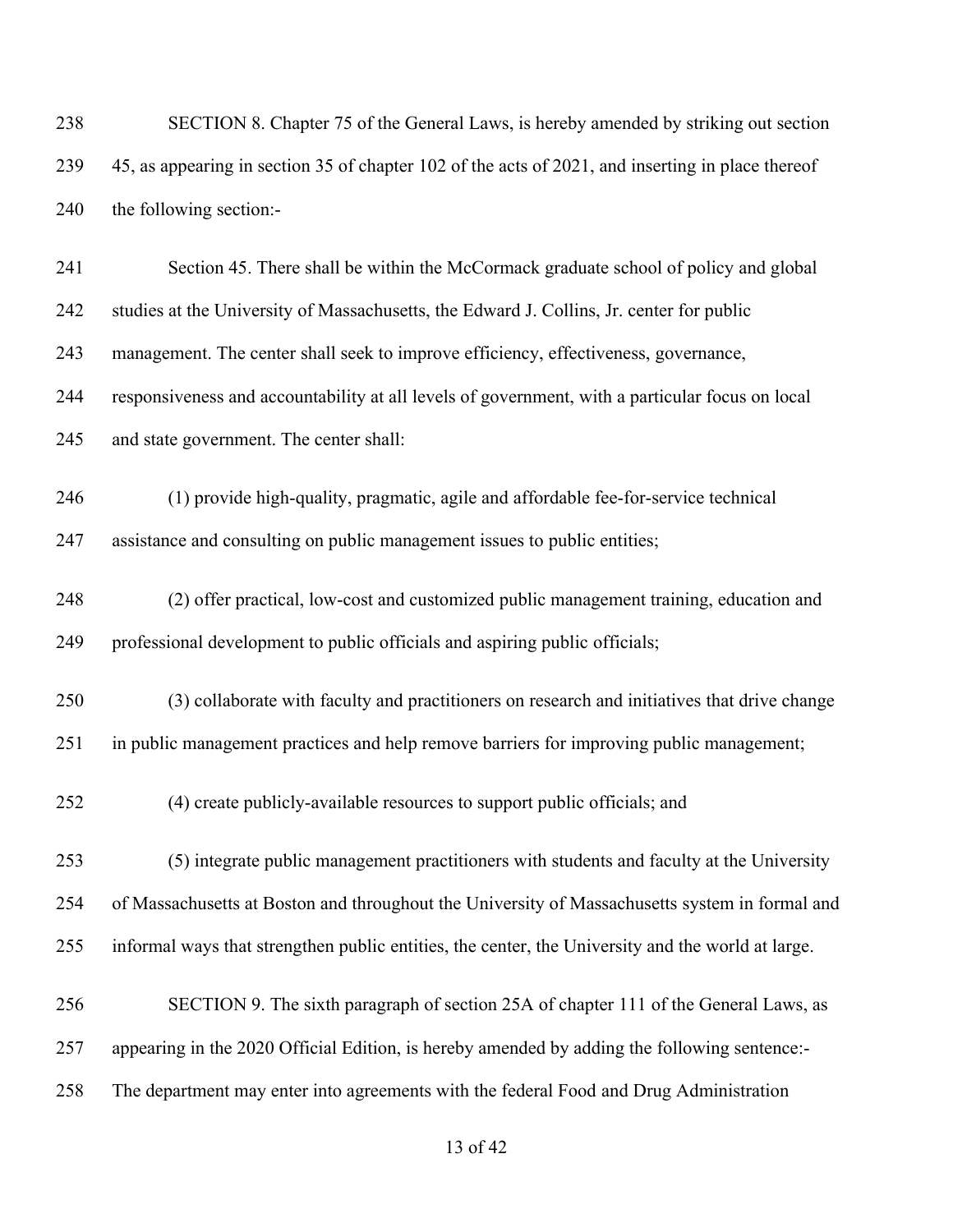SECTION 8. Chapter 75 of the General Laws, is hereby amended by striking out section 45, as appearing in section 35 of chapter 102 of the acts of 2021, and inserting in place thereof the following section:-

Section 45. There shall be within the McCormack graduate school of policy and global studies at the University of Massachusetts, the Edward J. Collins, Jr. center for public management. The center shall seek to improve efficiency, effectiveness, governance, responsiveness and accountability at all levels of government, with a particular focus on local and state government. The center shall:

(1) provide high-quality, pragmatic, agile and affordable fee-for-service technical assistance and consulting on public management issues to public entities;

(2) offer practical, low-cost and customized public management training, education and professional development to public officials and aspiring public officials;

(3) collaborate with faculty and practitioners on research and initiatives that drive change in public management practices and help remove barriers for improving public management;

(4) create publicly-available resources to support public officials; and

(5) integrate public management practitioners with students and faculty at the University of Massachusetts at Boston and throughout the University of Massachusetts system in formal and informal ways that strengthen public entities, the center, the University and the world at large.

SECTION 9. The sixth paragraph of section 25A of chapter 111 of the General Laws, as appearing in the 2020 Official Edition, is hereby amended by adding the following sentence:- The department may enter into agreements with the federal Food and Drug Administration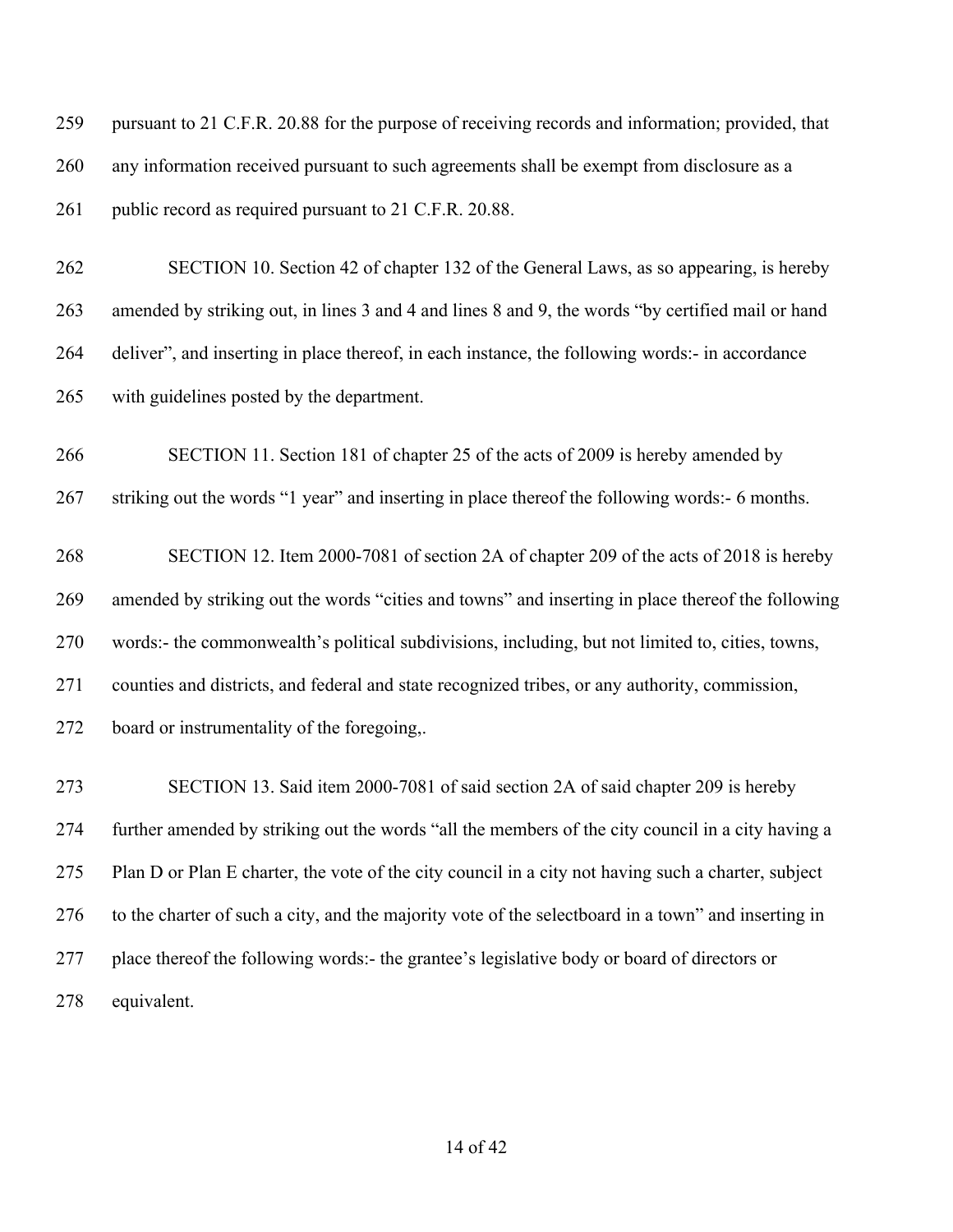pursuant to 21 C.F.R. 20.88 for the purpose of receiving records and information; provided, that any information received pursuant to such agreements shall be exempt from disclosure as a public record as required pursuant to 21 C.F.R. 20.88.

SECTION 10. Section 42 of chapter 132 of the General Laws, as so appearing, is hereby amended by striking out, in lines 3 and 4 and lines 8 and 9, the words "by certified mail or hand deliver", and inserting in place thereof, in each instance, the following words:- in accordance with guidelines posted by the department.

SECTION 11. Section 181 of chapter 25 of the acts of 2009 is hereby amended by striking out the words "1 year" and inserting in place thereof the following words:- 6 months.

SECTION 12. Item 2000-7081 of section 2A of chapter 209 of the acts of 2018 is hereby amended by striking out the words "cities and towns" and inserting in place thereof the following words:- the commonwealth's political subdivisions, including, but not limited to, cities, towns, counties and districts, and federal and state recognized tribes, or any authority, commission, board or instrumentality of the foregoing,.

SECTION 13. Said item 2000-7081 of said section 2A of said chapter 209 is hereby further amended by striking out the words "all the members of the city council in a city having a Plan D or Plan E charter, the vote of the city council in a city not having such a charter, subject to the charter of such a city, and the majority vote of the selectboard in a town" and inserting in place thereof the following words:- the grantee's legislative body or board of directors or equivalent.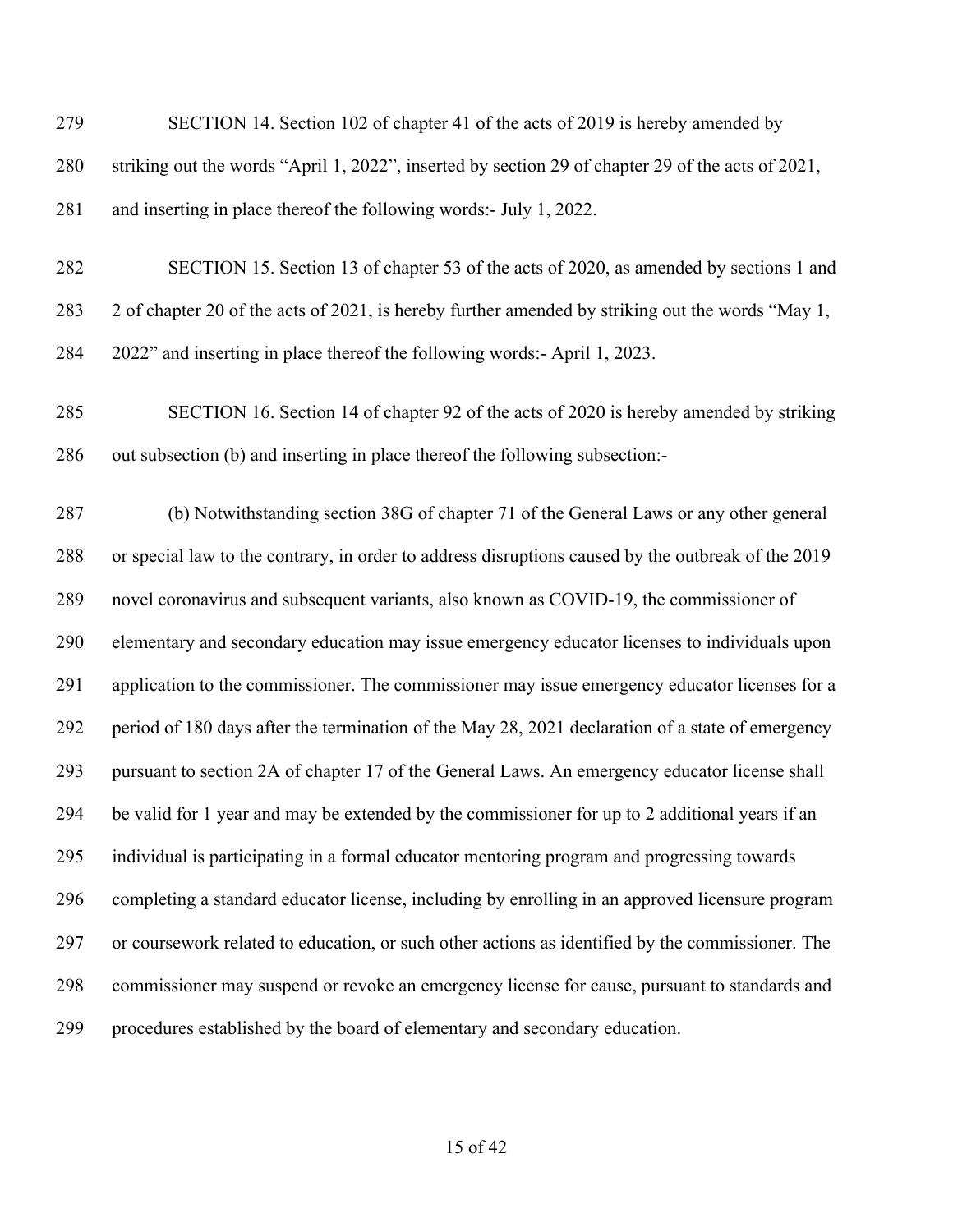SECTION 14. Section 102 of chapter 41 of the acts of 2019 is hereby amended by striking out the words "April 1, 2022", inserted by section 29 of chapter 29 of the acts of 2021, and inserting in place thereof the following words:- July 1, 2022.

SECTION 15. Section 13 of chapter 53 of the acts of 2020, as amended by sections 1 and 2 of chapter 20 of the acts of 2021, is hereby further amended by striking out the words "May 1, 2022" and inserting in place thereof the following words:- April 1, 2023.

SECTION 16. Section 14 of chapter 92 of the acts of 2020 is hereby amended by striking out subsection (b) and inserting in place thereof the following subsection:-

(b) Notwithstanding section 38G of chapter 71 of the General Laws or any other general or special law to the contrary, in order to address disruptions caused by the outbreak of the 2019 novel coronavirus and subsequent variants, also known as COVID-19, the commissioner of elementary and secondary education may issue emergency educator licenses to individuals upon application to the commissioner. The commissioner may issue emergency educator licenses for a period of 180 days after the termination of the May 28, 2021 declaration of a state of emergency pursuant to section 2A of chapter 17 of the General Laws. An emergency educator license shall be valid for 1 year and may be extended by the commissioner for up to 2 additional years if an individual is participating in a formal educator mentoring program and progressing towards completing a standard educator license, including by enrolling in an approved licensure program or coursework related to education, or such other actions as identified by the commissioner. The commissioner may suspend or revoke an emergency license for cause, pursuant to standards and procedures established by the board of elementary and secondary education.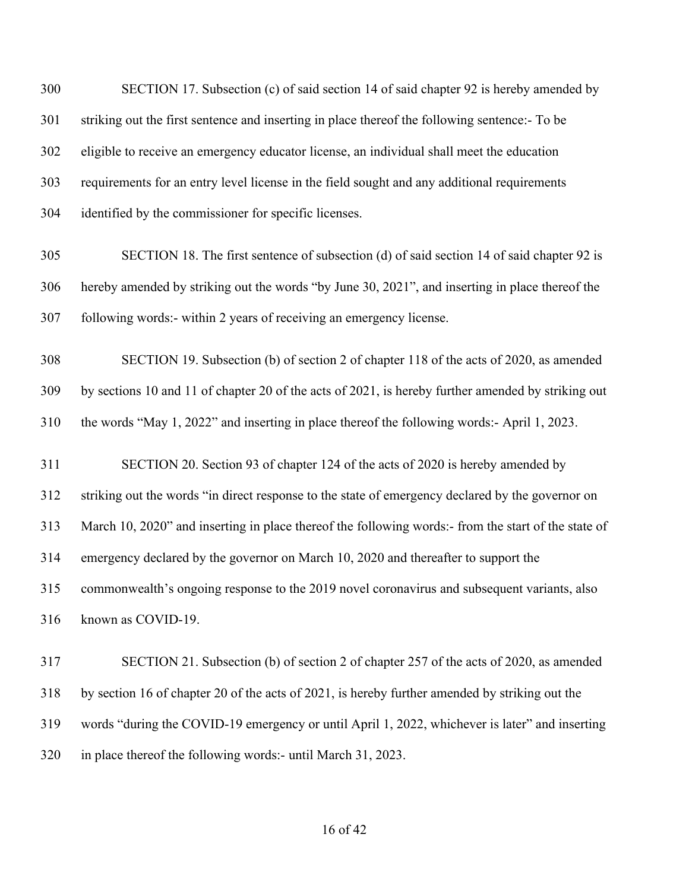SECTION 17. Subsection (c) of said section 14 of said chapter 92 is hereby amended by striking out the first sentence and inserting in place thereof the following sentence:- To be eligible to receive an emergency educator license, an individual shall meet the education requirements for an entry level license in the field sought and any additional requirements identified by the commissioner for specific licenses.

SECTION 18. The first sentence of subsection (d) of said section 14 of said chapter 92 is hereby amended by striking out the words "by June 30, 2021", and inserting in place thereof the following words:- within 2 years of receiving an emergency license.

SECTION 19. Subsection (b) of section 2 of chapter 118 of the acts of 2020, as amended by sections 10 and 11 of chapter 20 of the acts of 2021, is hereby further amended by striking out the words "May 1, 2022" and inserting in place thereof the following words:- April 1, 2023.

SECTION 20. Section 93 of chapter 124 of the acts of 2020 is hereby amended by striking out the words "in direct response to the state of emergency declared by the governor on March 10, 2020" and inserting in place thereof the following words:- from the start of the state of emergency declared by the governor on March 10, 2020 and thereafter to support the commonwealth's ongoing response to the 2019 novel coronavirus and subsequent variants, also known as COVID-19.

SECTION 21. Subsection (b) of section 2 of chapter 257 of the acts of 2020, as amended by section 16 of chapter 20 of the acts of 2021, is hereby further amended by striking out the words "during the COVID-19 emergency or until April 1, 2022, whichever is later" and inserting in place thereof the following words:- until March 31, 2023.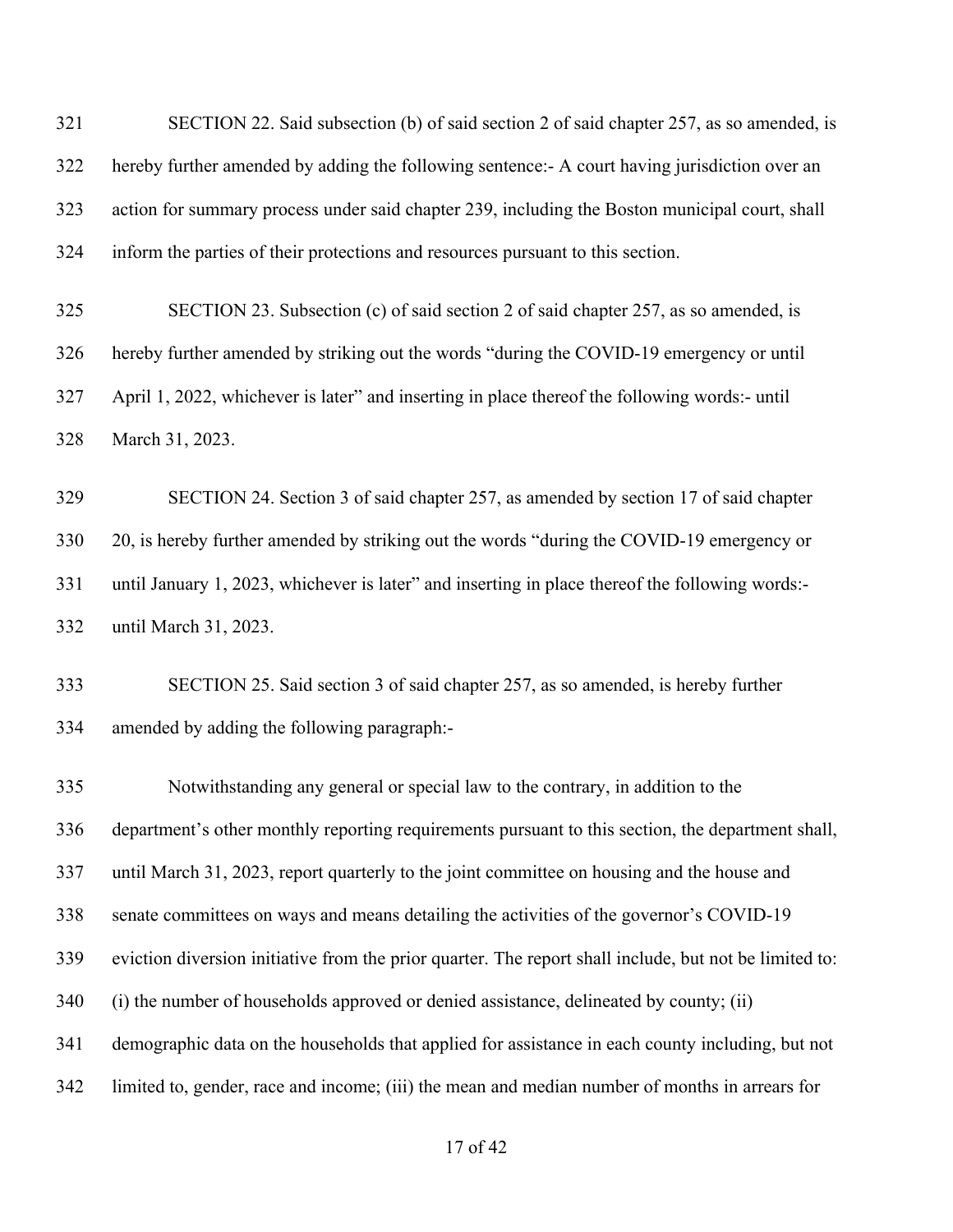SECTION 22. Said subsection (b) of said section 2 of said chapter 257, as so amended, is hereby further amended by adding the following sentence:- A court having jurisdiction over an action for summary process under said chapter 239, including the Boston municipal court, shall inform the parties of their protections and resources pursuant to this section.

SECTION 23. Subsection (c) of said section 2 of said chapter 257, as so amended, is hereby further amended by striking out the words "during the COVID-19 emergency or until April 1, 2022, whichever is later" and inserting in place thereof the following words:- until March 31, 2023.

SECTION 24. Section 3 of said chapter 257, as amended by section 17 of said chapter 20, is hereby further amended by striking out the words "during the COVID-19 emergency or until January 1, 2023, whichever is later" and inserting in place thereof the following words:- until March 31, 2023.

SECTION 25. Said section 3 of said chapter 257, as so amended, is hereby further amended by adding the following paragraph:-

Notwithstanding any general or special law to the contrary, in addition to the department's other monthly reporting requirements pursuant to this section, the department shall, until March 31, 2023, report quarterly to the joint committee on housing and the house and senate committees on ways and means detailing the activities of the governor's COVID-19 eviction diversion initiative from the prior quarter. The report shall include, but not be limited to: (i) the number of households approved or denied assistance, delineated by county; (ii) demographic data on the households that applied for assistance in each county including, but not limited to, gender, race and income; (iii) the mean and median number of months in arrears for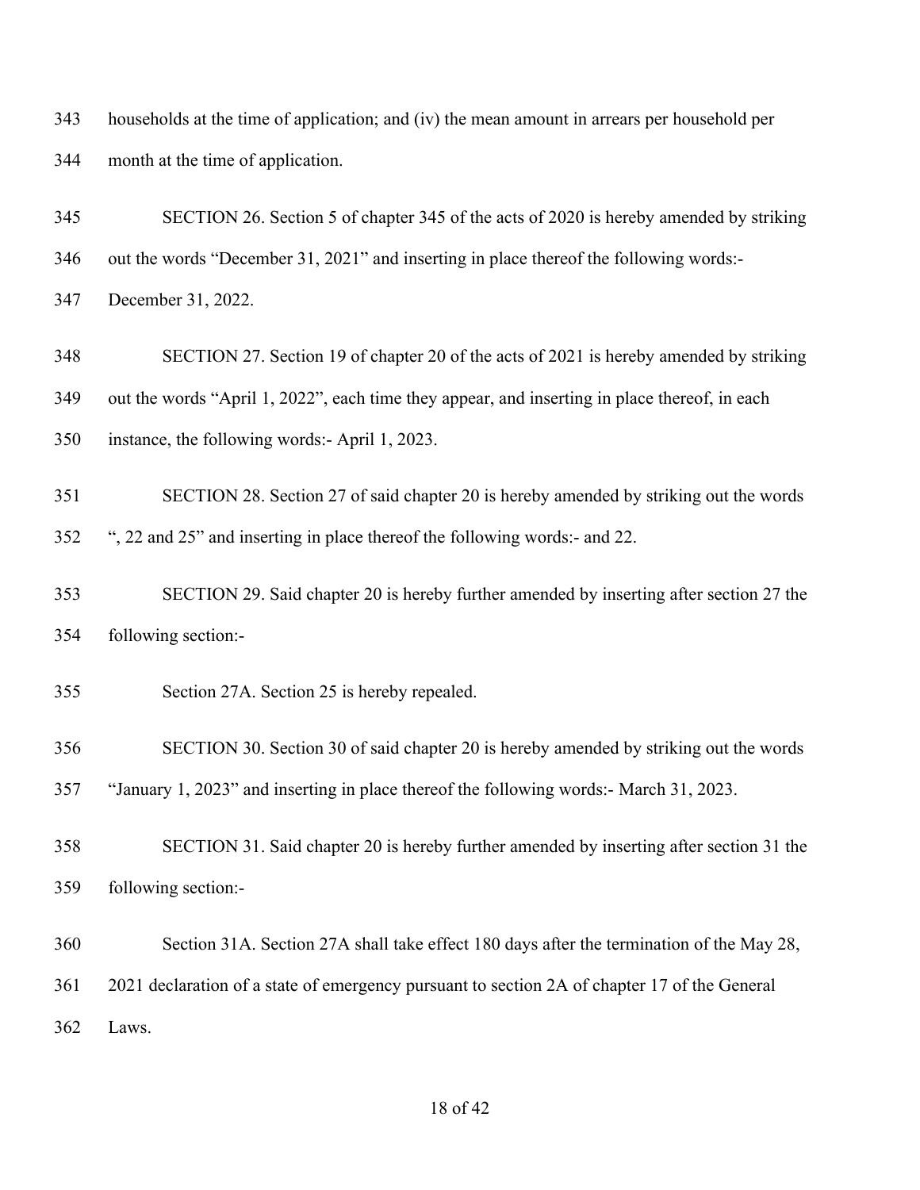households at the time of application; and (iv) the mean amount in arrears per household per month at the time of application.

SECTION 26. Section 5 of chapter 345 of the acts of 2020 is hereby amended by striking out the words "December 31, 2021" and inserting in place thereof the following words:- December 31, 2022.

SECTION 27. Section 19 of chapter 20 of the acts of 2021 is hereby amended by striking out the words "April 1, 2022", each time they appear, and inserting in place thereof, in each instance, the following words:- April 1, 2023.

SECTION 28. Section 27 of said chapter 20 is hereby amended by striking out the words ", 22 and 25" and inserting in place thereof the following words:- and 22.

SECTION 29. Said chapter 20 is hereby further amended by inserting after section 27 the following section:-

Section 27A. Section 25 is hereby repealed.

SECTION 30. Section 30 of said chapter 20 is hereby amended by striking out the words "January 1, 2023" and inserting in place thereof the following words:- March 31, 2023.

SECTION 31. Said chapter 20 is hereby further amended by inserting after section 31 the following section:-

Section 31A. Section 27A shall take effect 180 days after the termination of the May 28, 2021 declaration of a state of emergency pursuant to section 2A of chapter 17 of the General Laws.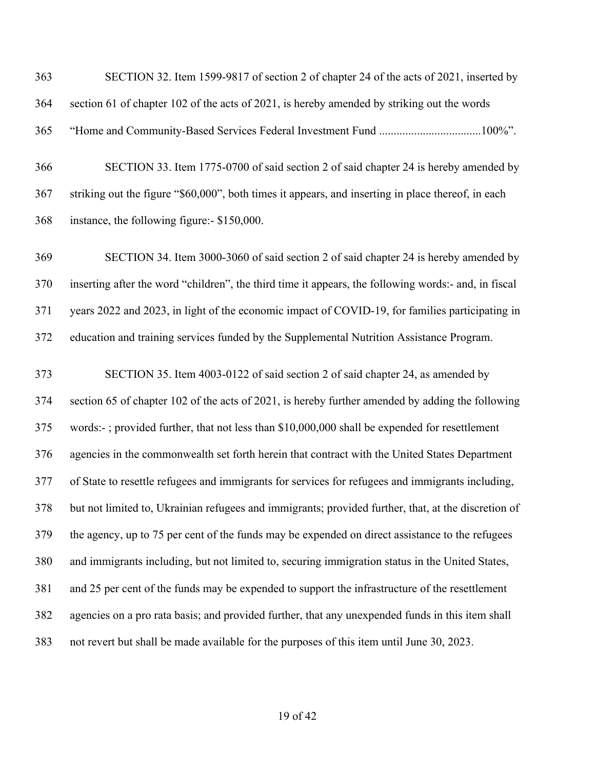SECTION 32. Item 1599-9817 of section 2 of chapter 24 of the acts of 2021, inserted by section 61 of chapter 102 of the acts of 2021, is hereby amended by striking out the words "Home and Community-Based Services Federal Investment Fund ..................................100%".

SECTION 33. Item 1775-0700 of said section 2 of said chapter 24 is hereby amended by striking out the figure "$60,000", both times it appears, and inserting in place thereof, in each instance, the following figure:- $150,000.

SECTION 34. Item 3000-3060 of said section 2 of said chapter 24 is hereby amended by inserting after the word "children", the third time it appears, the following words:- and, in fiscal years 2022 and 2023, in light of the economic impact of COVID-19, for families participating in education and training services funded by the Supplemental Nutrition Assistance Program.

SECTION 35. Item 4003-0122 of said section 2 of said chapter 24, as amended by section 65 of chapter 102 of the acts of 2021, is hereby further amended by adding the following words:- ; provided further, that not less than $10,000,000 shall be expended for resettlement agencies in the commonwealth set forth herein that contract with the United States Department of State to resettle refugees and immigrants for services for refugees and immigrants including, but not limited to, Ukrainian refugees and immigrants; provided further, that, at the discretion of the agency, up to 75 per cent of the funds may be expended on direct assistance to the refugees and immigrants including, but not limited to, securing immigration status in the United States, and 25 per cent of the funds may be expended to support the infrastructure of the resettlement agencies on a pro rata basis; and provided further, that any unexpended funds in this item shall not revert but shall be made available for the purposes of this item until June 30, 2023.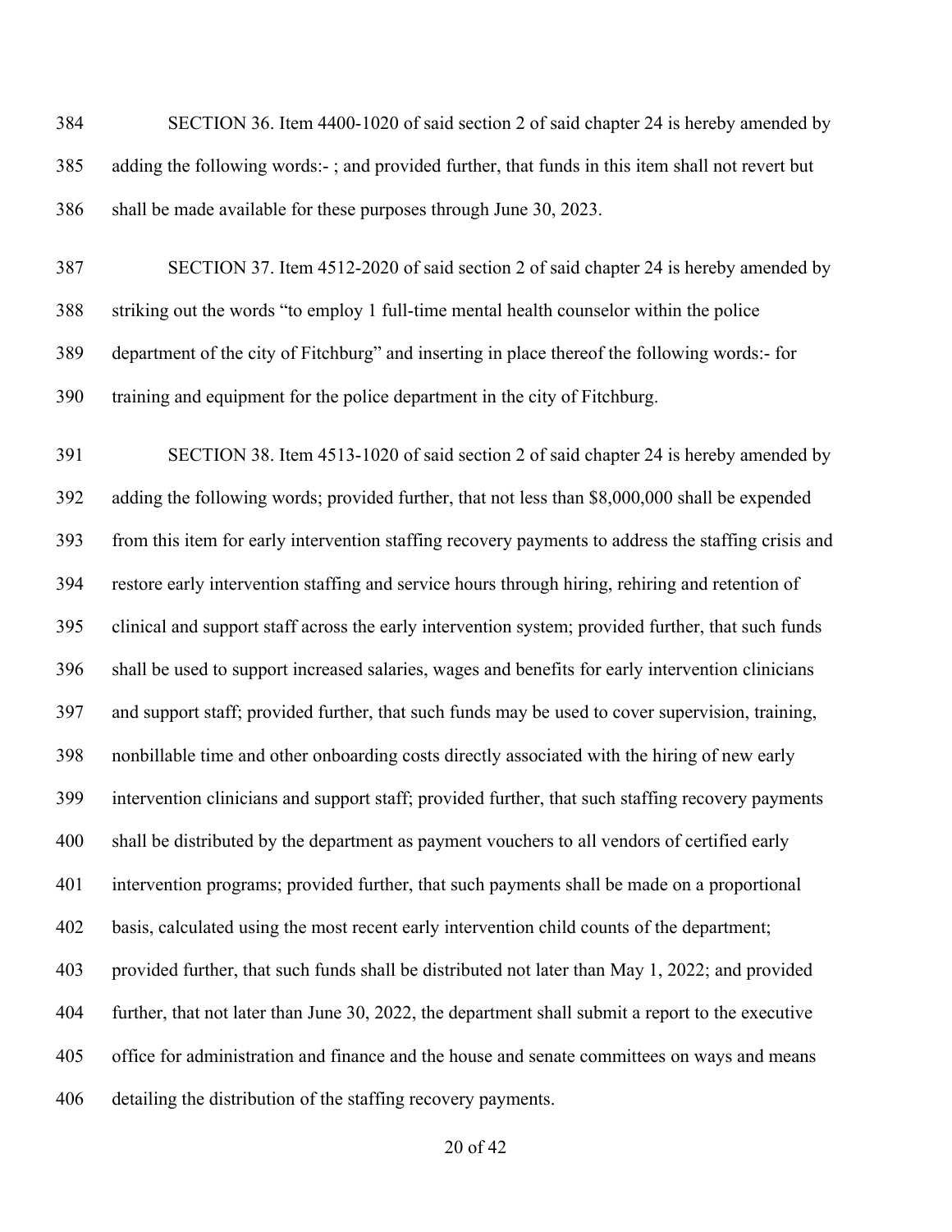SECTION 36. Item 4400-1020 of said section 2 of said chapter 24 is hereby amended by adding the following words:- ; and provided further, that funds in this item shall not revert but shall be made available for these purposes through June 30, 2023.

SECTION 37. Item 4512-2020 of said section 2 of said chapter 24 is hereby amended by striking out the words "to employ 1 full-time mental health counselor within the police department of the city of Fitchburg" and inserting in place thereof the following words:- for training and equipment for the police department in the city of Fitchburg.

SECTION 38. Item 4513-1020 of said section 2 of said chapter 24 is hereby amended by adding the following words; provided further, that not less than $8,000,000 shall be expended from this item for early intervention staffing recovery payments to address the staffing crisis and restore early intervention staffing and service hours through hiring, rehiring and retention of clinical and support staff across the early intervention system; provided further, that such funds shall be used to support increased salaries, wages and benefits for early intervention clinicians and support staff; provided further, that such funds may be used to cover supervision, training, nonbillable time and other onboarding costs directly associated with the hiring of new early intervention clinicians and support staff; provided further, that such staffing recovery payments shall be distributed by the department as payment vouchers to all vendors of certified early intervention programs; provided further, that such payments shall be made on a proportional basis, calculated using the most recent early intervention child counts of the department; provided further, that such funds shall be distributed not later than May 1, 2022; and provided further, that not later than June 30, 2022, the department shall submit a report to the executive office for administration and finance and the house and senate committees on ways and means detailing the distribution of the staffing recovery payments.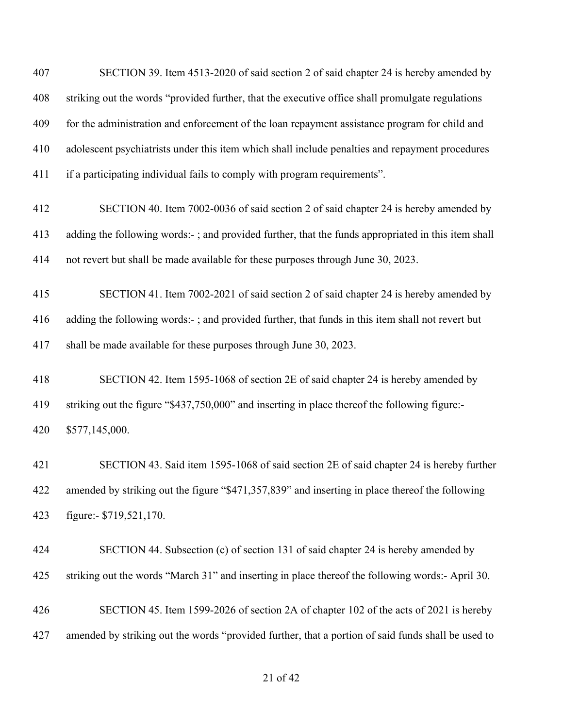SECTION 39. Item 4513-2020 of said section 2 of said chapter 24 is hereby amended by striking out the words "provided further, that the executive office shall promulgate regulations for the administration and enforcement of the loan repayment assistance program for child and adolescent psychiatrists under this item which shall include penalties and repayment procedures if a participating individual fails to comply with program requirements".

SECTION 40. Item 7002-0036 of said section 2 of said chapter 24 is hereby amended by adding the following words:- ; and provided further, that the funds appropriated in this item shall not revert but shall be made available for these purposes through June 30, 2023.

SECTION 41. Item 7002-2021 of said section 2 of said chapter 24 is hereby amended by adding the following words:- ; and provided further, that funds in this item shall not revert but shall be made available for these purposes through June 30, 2023.

SECTION 42. Item 1595-1068 of section 2E of said chapter 24 is hereby amended by striking out the figure "$437,750,000" and inserting in place thereof the following figure:- $577,145,000.

SECTION 43. Said item 1595-1068 of said section 2E of said chapter 24 is hereby further amended by striking out the figure "$471,357,839" and inserting in place thereof the following figure:- $719,521,170.

SECTION 44. Subsection (c) of section 131 of said chapter 24 is hereby amended by striking out the words "March 31" and inserting in place thereof the following words:- April 30.

SECTION 45. Item 1599-2026 of section 2A of chapter 102 of the acts of 2021 is hereby amended by striking out the words "provided further, that a portion of said funds shall be used to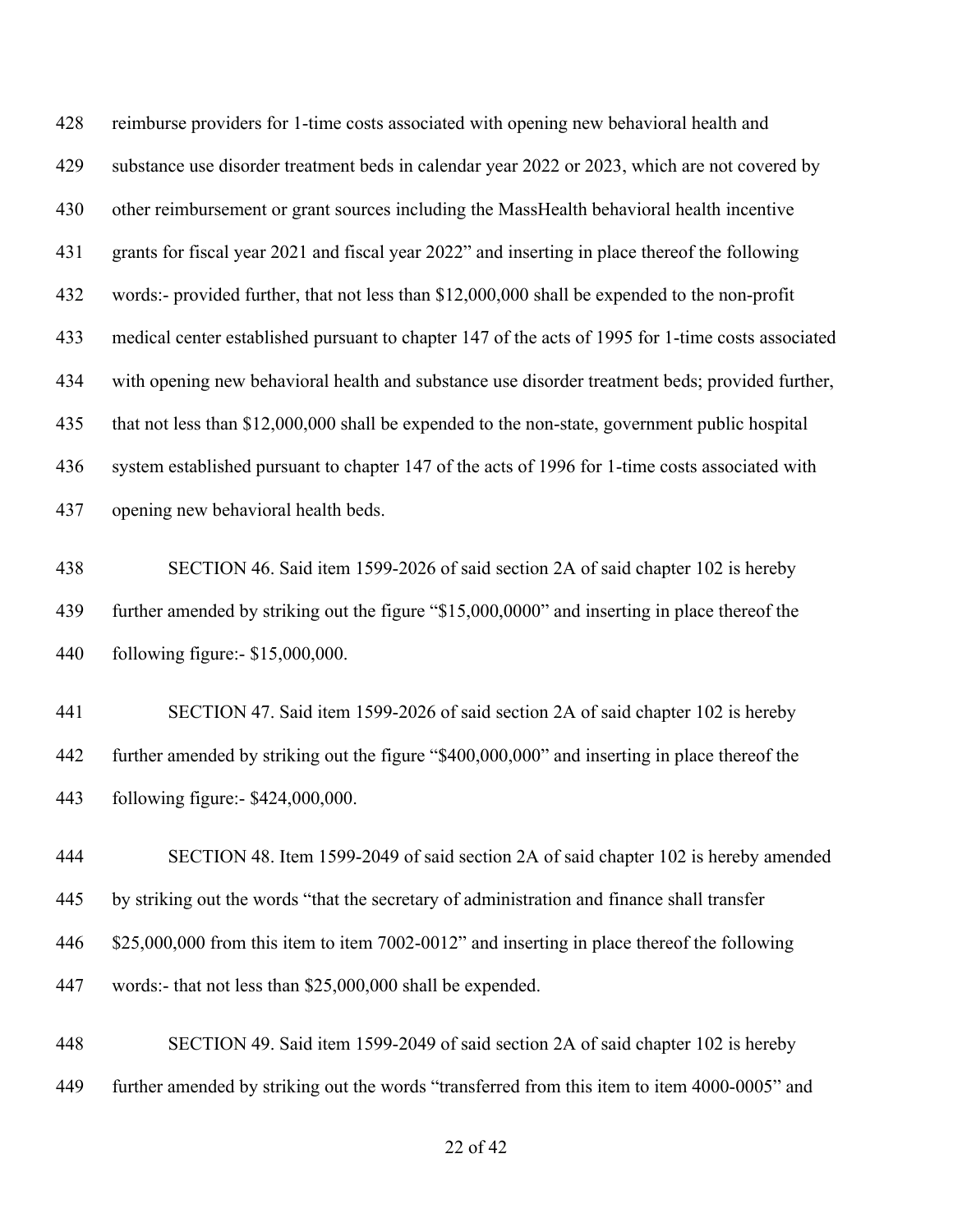reimburse providers for 1-time costs associated with opening new behavioral health and substance use disorder treatment beds in calendar year 2022 or 2023, which are not covered by other reimbursement or grant sources including the MassHealth behavioral health incentive grants for fiscal year 2021 and fiscal year 2022" and inserting in place thereof the following words:- provided further, that not less than $12,000,000 shall be expended to the non-profit medical center established pursuant to chapter 147 of the acts of 1995 for 1-time costs associated with opening new behavioral health and substance use disorder treatment beds; provided further, that not less than $12,000,000 shall be expended to the non-state, government public hospital system established pursuant to chapter 147 of the acts of 1996 for 1-time costs associated with opening new behavioral health beds.

SECTION 46. Said item 1599-2026 of said section 2A of said chapter 102 is hereby further amended by striking out the figure "$15,000,0000" and inserting in place thereof the following figure:- $15,000,000.

SECTION 47. Said item 1599-2026 of said section 2A of said chapter 102 is hereby further amended by striking out the figure "$400,000,000" and inserting in place thereof the following figure:- $424,000,000.

SECTION 48. Item 1599-2049 of said section 2A of said chapter 102 is hereby amended by striking out the words "that the secretary of administration and finance shall transfer $25,000,000 from this item to item 7002-0012" and inserting in place thereof the following words:- that not less than $25,000,000 shall be expended.

SECTION 49. Said item 1599-2049 of said section 2A of said chapter 102 is hereby further amended by striking out the words "transferred from this item to item 4000-0005" and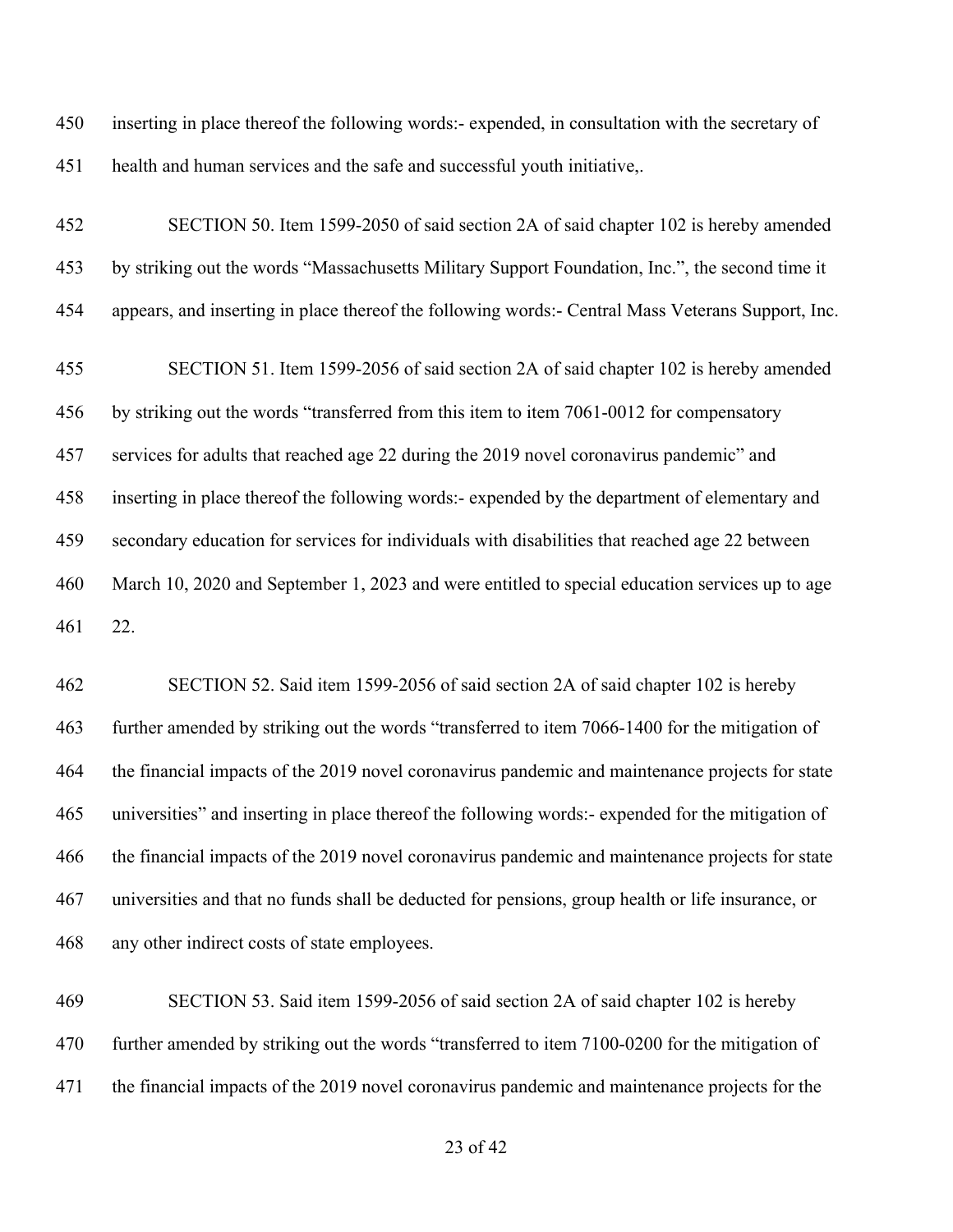inserting in place thereof the following words:- expended, in consultation with the secretary of health and human services and the safe and successful youth initiative,.

SECTION 50. Item 1599-2050 of said section 2A of said chapter 102 is hereby amended by striking out the words "Massachusetts Military Support Foundation, Inc.", the second time it appears, and inserting in place thereof the following words:- Central Mass Veterans Support, Inc.

SECTION 51. Item 1599-2056 of said section 2A of said chapter 102 is hereby amended by striking out the words "transferred from this item to item 7061-0012 for compensatory services for adults that reached age 22 during the 2019 novel coronavirus pandemic" and inserting in place thereof the following words:- expended by the department of elementary and secondary education for services for individuals with disabilities that reached age 22 between March 10, 2020 and September 1, 2023 and were entitled to special education services up to age 22.

SECTION 52. Said item 1599-2056 of said section 2A of said chapter 102 is hereby further amended by striking out the words "transferred to item 7066-1400 for the mitigation of the financial impacts of the 2019 novel coronavirus pandemic and maintenance projects for state universities" and inserting in place thereof the following words:- expended for the mitigation of the financial impacts of the 2019 novel coronavirus pandemic and maintenance projects for state universities and that no funds shall be deducted for pensions, group health or life insurance, or any other indirect costs of state employees.

SECTION 53. Said item 1599-2056 of said section 2A of said chapter 102 is hereby further amended by striking out the words "transferred to item 7100-0200 for the mitigation of the financial impacts of the 2019 novel coronavirus pandemic and maintenance projects for the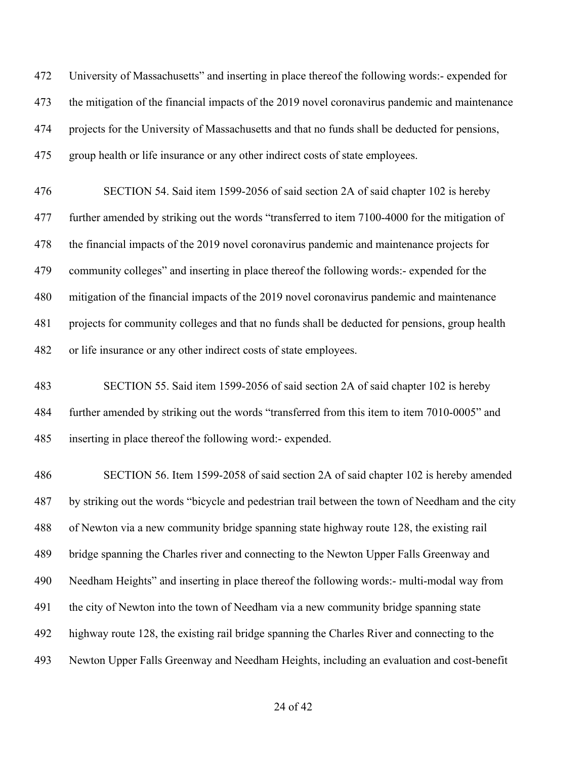University of Massachusetts" and inserting in place thereof the following words:- expended for the mitigation of the financial impacts of the 2019 novel coronavirus pandemic and maintenance projects for the University of Massachusetts and that no funds shall be deducted for pensions, group health or life insurance or any other indirect costs of state employees.

SECTION 54. Said item 1599-2056 of said section 2A of said chapter 102 is hereby further amended by striking out the words "transferred to item 7100-4000 for the mitigation of the financial impacts of the 2019 novel coronavirus pandemic and maintenance projects for community colleges" and inserting in place thereof the following words:- expended for the mitigation of the financial impacts of the 2019 novel coronavirus pandemic and maintenance projects for community colleges and that no funds shall be deducted for pensions, group health or life insurance or any other indirect costs of state employees.

SECTION 55. Said item 1599-2056 of said section 2A of said chapter 102 is hereby further amended by striking out the words "transferred from this item to item 7010-0005" and inserting in place thereof the following word:- expended.

SECTION 56. Item 1599-2058 of said section 2A of said chapter 102 is hereby amended by striking out the words "bicycle and pedestrian trail between the town of Needham and the city of Newton via a new community bridge spanning state highway route 128, the existing rail bridge spanning the Charles river and connecting to the Newton Upper Falls Greenway and Needham Heights" and inserting in place thereof the following words:- multi-modal way from the city of Newton into the town of Needham via a new community bridge spanning state highway route 128, the existing rail bridge spanning the Charles River and connecting to the Newton Upper Falls Greenway and Needham Heights, including an evaluation and cost-benefit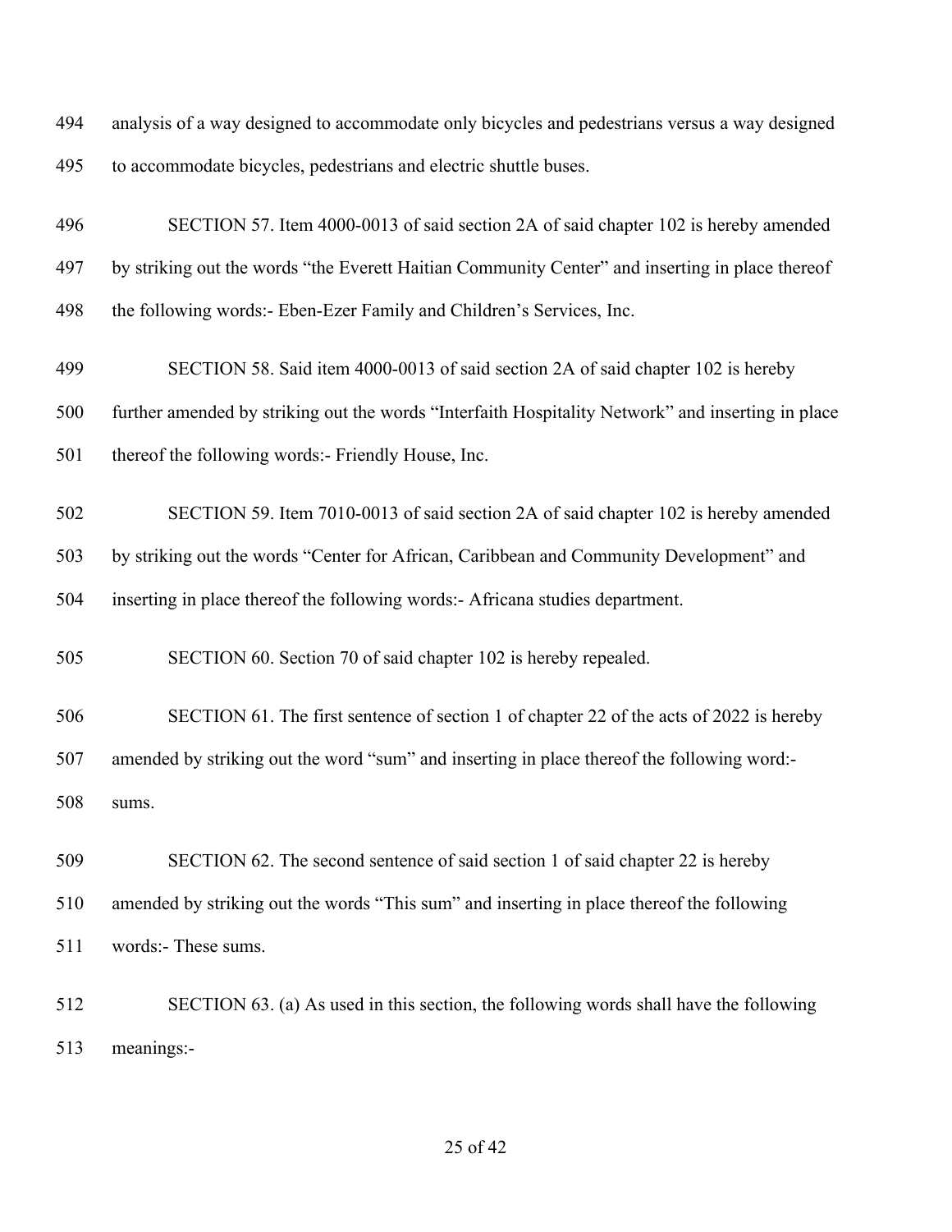analysis of a way designed to accommodate only bicycles and pedestrians versus a way designed to accommodate bicycles, pedestrians and electric shuttle buses.

SECTION 57. Item 4000-0013 of said section 2A of said chapter 102 is hereby amended by striking out the words "the Everett Haitian Community Center" and inserting in place thereof the following words:- Eben-Ezer Family and Children's Services, Inc.

SECTION 58. Said item 4000-0013 of said section 2A of said chapter 102 is hereby further amended by striking out the words "Interfaith Hospitality Network" and inserting in place thereof the following words:- Friendly House, Inc.

SECTION 59. Item 7010-0013 of said section 2A of said chapter 102 is hereby amended by striking out the words "Center for African, Caribbean and Community Development" and inserting in place thereof the following words:- Africana studies department.

SECTION 60. Section 70 of said chapter 102 is hereby repealed.

SECTION 61. The first sentence of section 1 of chapter 22 of the acts of 2022 is hereby amended by striking out the word "sum" and inserting in place thereof the following word:- sums.

SECTION 62. The second sentence of said section 1 of said chapter 22 is hereby amended by striking out the words "This sum" and inserting in place thereof the following words:- These sums.

SECTION 63. (a) As used in this section, the following words shall have the following meanings:-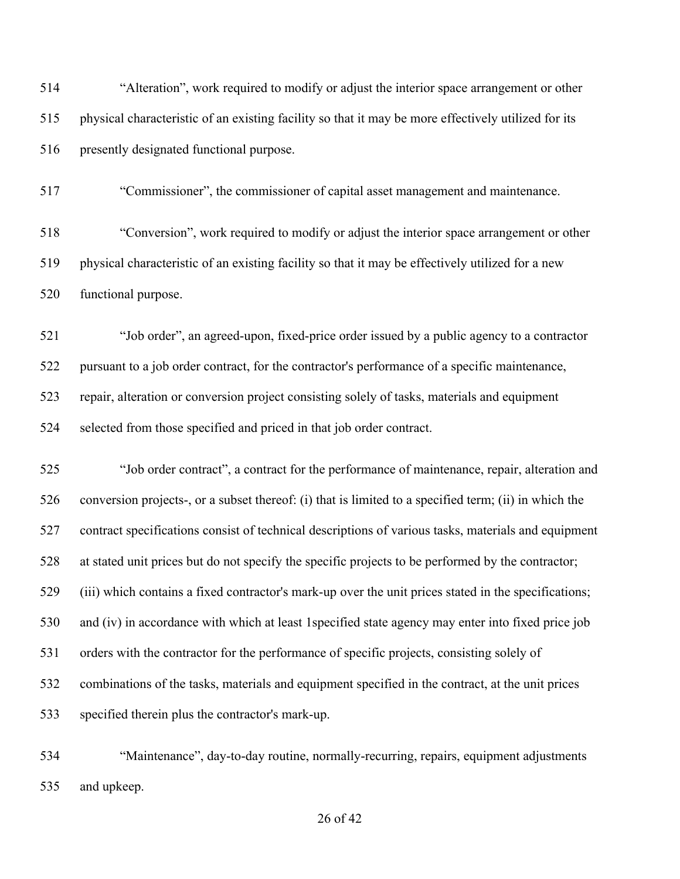514 "Alteration", work required to modify or adjust the interior space arrangement or other
515 physical characteristic of an existing facility so that it may be more effectively utilized for its
516 presently designated functional purpose.

517 "Commissioner", the commissioner of capital asset management and maintenance.

518 "Conversion", work required to modify or adjust the interior space arrangement or other
519 physical characteristic of an existing facility so that it may be effectively utilized for a new
520 functional purpose.

521 "Job order", an agreed-upon, fixed-price order issued by a public agency to a contractor
522 pursuant to a job order contract, for the contractor's performance of a specific maintenance,
523 repair, alteration or conversion project consisting solely of tasks, materials and equipment
524 selected from those specified and priced in that job order contract.

525 "Job order contract", a contract for the performance of maintenance, repair, alteration and
526 conversion projects-, or a subset thereof: (i) that is limited to a specified term; (ii) in which the
527 contract specifications consist of technical descriptions of various tasks, materials and equipment
528 at stated unit prices but do not specify the specific projects to be performed by the contractor;
529 (iii) which contains a fixed contractor's mark-up over the unit prices stated in the specifications;
530 and (iv) in accordance with which at least 1specified state agency may enter into fixed price job
531 orders with the contractor for the performance of specific projects, consisting solely of
532 combinations of the tasks, materials and equipment specified in the contract, at the unit prices
533 specified therein plus the contractor's mark-up.

534 "Maintenance", day-to-day routine, normally-recurring, repairs, equipment adjustments
535 and upkeep.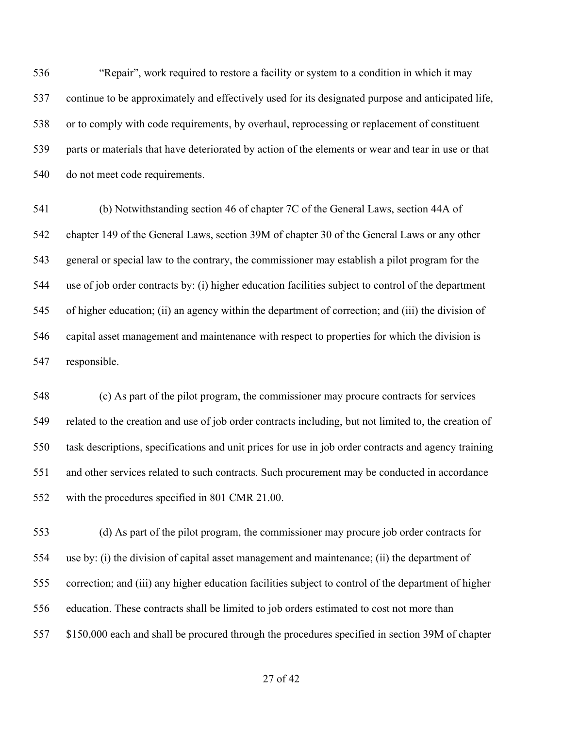"Repair", work required to restore a facility or system to a condition in which it may continue to be approximately and effectively used for its designated purpose and anticipated life, or to comply with code requirements, by overhaul, reprocessing or replacement of constituent parts or materials that have deteriorated by action of the elements or wear and tear in use or that do not meet code requirements.

(b) Notwithstanding section 46 of chapter 7C of the General Laws, section 44A of chapter 149 of the General Laws, section 39M of chapter 30 of the General Laws or any other general or special law to the contrary, the commissioner may establish a pilot program for the use of job order contracts by: (i) higher education facilities subject to control of the department of higher education; (ii) an agency within the department of correction; and (iii) the division of capital asset management and maintenance with respect to properties for which the division is responsible.

(c) As part of the pilot program, the commissioner may procure contracts for services related to the creation and use of job order contracts including, but not limited to, the creation of task descriptions, specifications and unit prices for use in job order contracts and agency training and other services related to such contracts. Such procurement may be conducted in accordance with the procedures specified in 801 CMR 21.00.

(d) As part of the pilot program, the commissioner may procure job order contracts for use by: (i) the division of capital asset management and maintenance; (ii) the department of correction; and (iii) any higher education facilities subject to control of the department of higher education. These contracts shall be limited to job orders estimated to cost not more than $150,000 each and shall be procured through the procedures specified in section 39M of chapter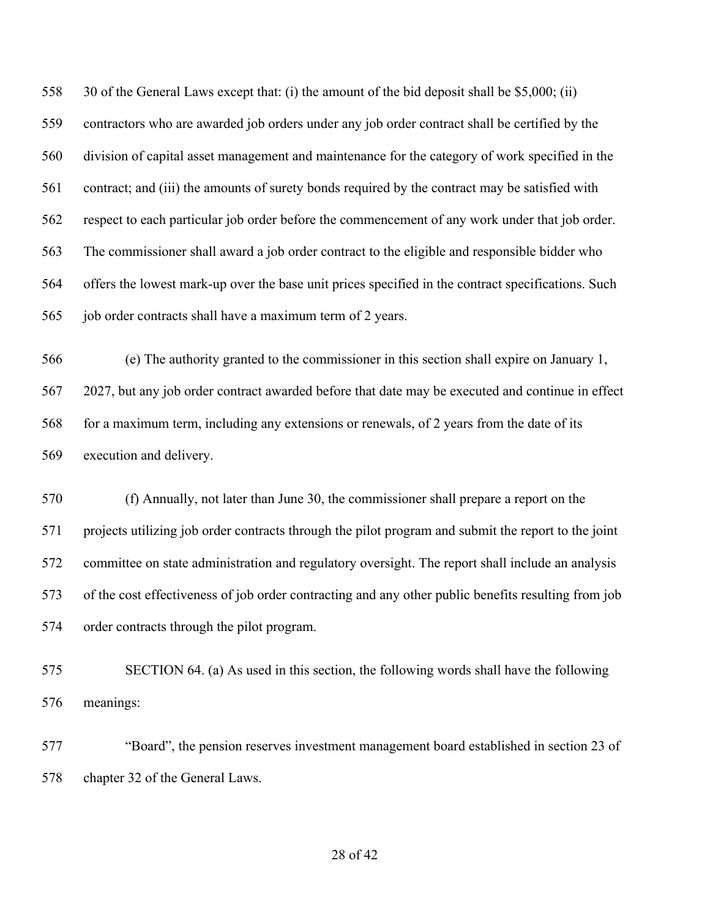30 of the General Laws except that: (i) the amount of the bid deposit shall be $5,000; (ii) contractors who are awarded job orders under any job order contract shall be certified by the division of capital asset management and maintenance for the category of work specified in the contract; and (iii) the amounts of surety bonds required by the contract may be satisfied with respect to each particular job order before the commencement of any work under that job order. The commissioner shall award a job order contract to the eligible and responsible bidder who offers the lowest mark-up over the base unit prices specified in the contract specifications. Such job order contracts shall have a maximum term of 2 years.

(e) The authority granted to the commissioner in this section shall expire on January 1, 2027, but any job order contract awarded before that date may be executed and continue in effect for a maximum term, including any extensions or renewals, of 2 years from the date of its execution and delivery.

(f) Annually, not later than June 30, the commissioner shall prepare a report on the projects utilizing job order contracts through the pilot program and submit the report to the joint committee on state administration and regulatory oversight. The report shall include an analysis of the cost effectiveness of job order contracting and any other public benefits resulting from job order contracts through the pilot program.

SECTION 64. (a) As used in this section, the following words shall have the following meanings:

"Board", the pension reserves investment management board established in section 23 of chapter 32 of the General Laws.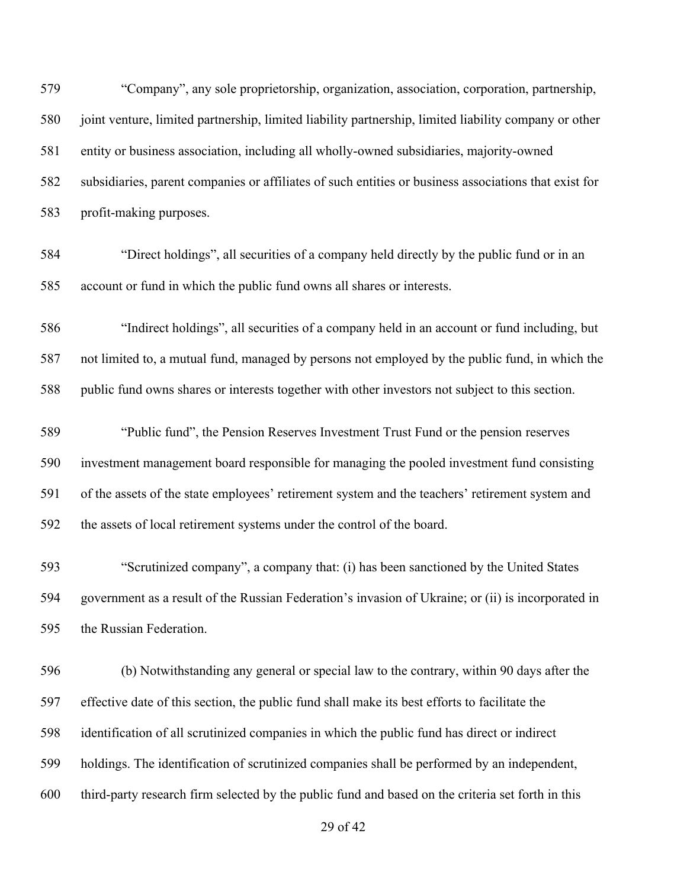"Company", any sole proprietorship, organization, association, corporation, partnership, joint venture, limited partnership, limited liability partnership, limited liability company or other entity or business association, including all wholly-owned subsidiaries, majority-owned subsidiaries, parent companies or affiliates of such entities or business associations that exist for profit-making purposes.

"Direct holdings", all securities of a company held directly by the public fund or in an account or fund in which the public fund owns all shares or interests.

"Indirect holdings", all securities of a company held in an account or fund including, but not limited to, a mutual fund, managed by persons not employed by the public fund, in which the public fund owns shares or interests together with other investors not subject to this section.

"Public fund", the Pension Reserves Investment Trust Fund or the pension reserves investment management board responsible for managing the pooled investment fund consisting of the assets of the state employees' retirement system and the teachers' retirement system and the assets of local retirement systems under the control of the board.

"Scrutinized company", a company that: (i) has been sanctioned by the United States government as a result of the Russian Federation's invasion of Ukraine; or (ii) is incorporated in the Russian Federation.

(b) Notwithstanding any general or special law to the contrary, within 90 days after the effective date of this section, the public fund shall make its best efforts to facilitate the identification of all scrutinized companies in which the public fund has direct or indirect holdings. The identification of scrutinized companies shall be performed by an independent, third-party research firm selected by the public fund and based on the criteria set forth in this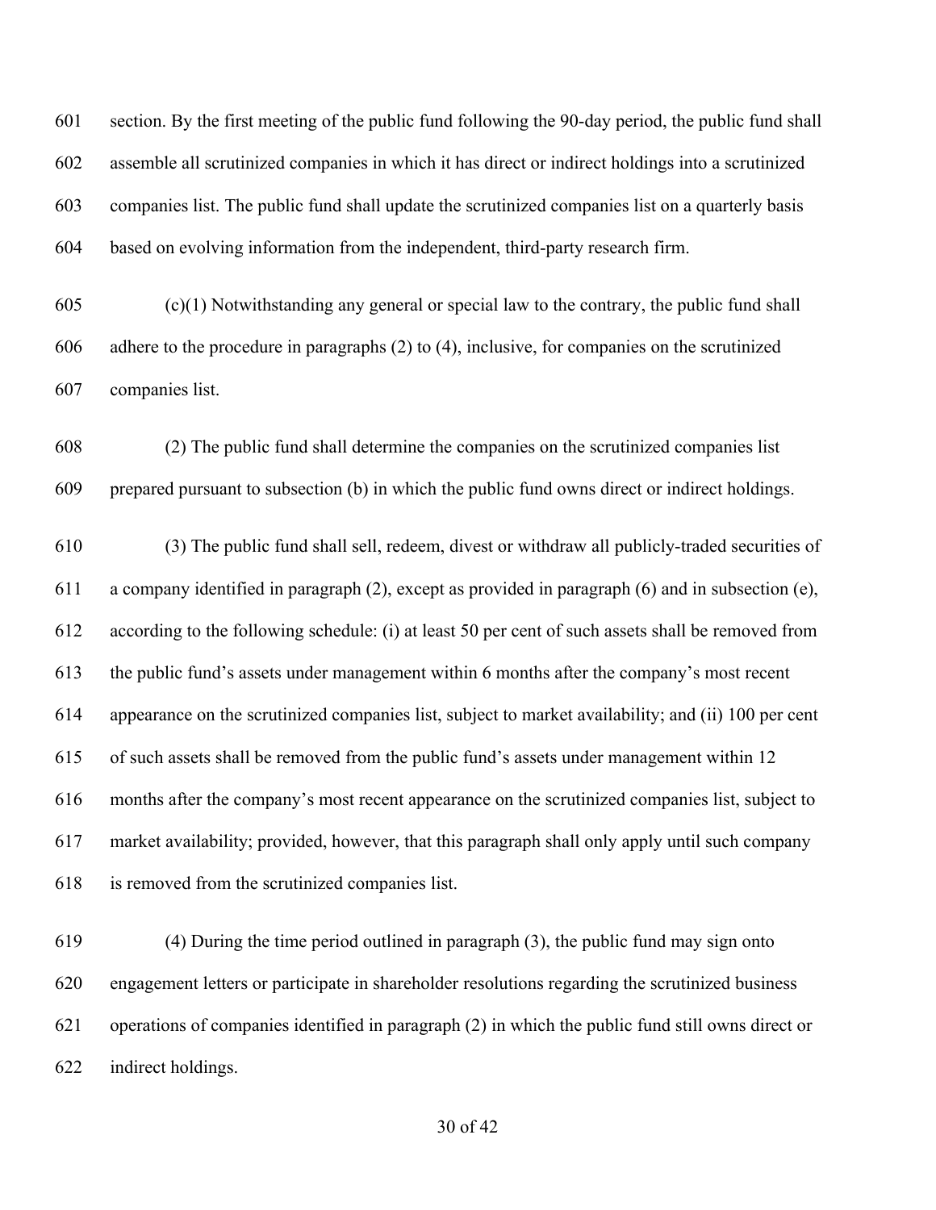section. By the first meeting of the public fund following the 90-day period, the public fund shall assemble all scrutinized companies in which it has direct or indirect holdings into a scrutinized companies list. The public fund shall update the scrutinized companies list on a quarterly basis based on evolving information from the independent, third-party research firm.

(c)(1) Notwithstanding any general or special law to the contrary, the public fund shall adhere to the procedure in paragraphs (2) to (4), inclusive, for companies on the scrutinized companies list.

(2) The public fund shall determine the companies on the scrutinized companies list prepared pursuant to subsection (b) in which the public fund owns direct or indirect holdings.

(3) The public fund shall sell, redeem, divest or withdraw all publicly-traded securities of a company identified in paragraph (2), except as provided in paragraph (6) and in subsection (e), according to the following schedule: (i) at least 50 per cent of such assets shall be removed from the public fund's assets under management within 6 months after the company's most recent appearance on the scrutinized companies list, subject to market availability; and (ii) 100 per cent of such assets shall be removed from the public fund's assets under management within 12 months after the company's most recent appearance on the scrutinized companies list, subject to market availability; provided, however, that this paragraph shall only apply until such company is removed from the scrutinized companies list.

(4) During the time period outlined in paragraph (3), the public fund may sign onto engagement letters or participate in shareholder resolutions regarding the scrutinized business operations of companies identified in paragraph (2) in which the public fund still owns direct or indirect holdings.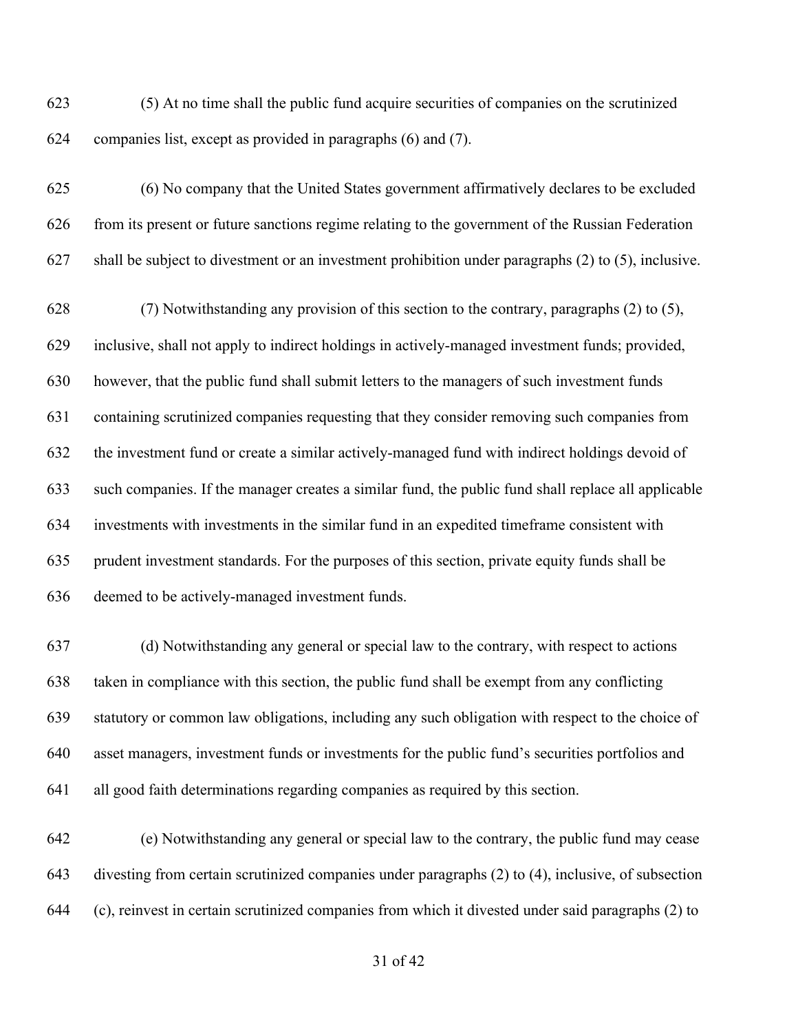(5) At no time shall the public fund acquire securities of companies on the scrutinized companies list, except as provided in paragraphs (6) and (7).

(6) No company that the United States government affirmatively declares to be excluded from its present or future sanctions regime relating to the government of the Russian Federation shall be subject to divestment or an investment prohibition under paragraphs (2) to (5), inclusive.

(7) Notwithstanding any provision of this section to the contrary, paragraphs (2) to (5), inclusive, shall not apply to indirect holdings in actively-managed investment funds; provided, however, that the public fund shall submit letters to the managers of such investment funds containing scrutinized companies requesting that they consider removing such companies from the investment fund or create a similar actively-managed fund with indirect holdings devoid of such companies. If the manager creates a similar fund, the public fund shall replace all applicable investments with investments in the similar fund in an expedited timeframe consistent with prudent investment standards. For the purposes of this section, private equity funds shall be deemed to be actively-managed investment funds.

(d) Notwithstanding any general or special law to the contrary, with respect to actions taken in compliance with this section, the public fund shall be exempt from any conflicting statutory or common law obligations, including any such obligation with respect to the choice of asset managers, investment funds or investments for the public fund's securities portfolios and all good faith determinations regarding companies as required by this section.

(e) Notwithstanding any general or special law to the contrary, the public fund may cease divesting from certain scrutinized companies under paragraphs (2) to (4), inclusive, of subsection (c), reinvest in certain scrutinized companies from which it divested under said paragraphs (2) to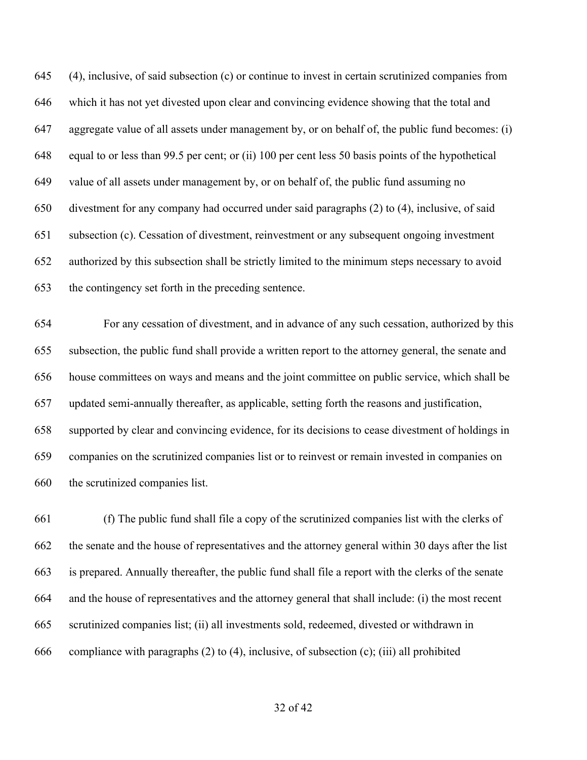(4), inclusive, of said subsection (c) or continue to invest in certain scrutinized companies from which it has not yet divested upon clear and convincing evidence showing that the total and aggregate value of all assets under management by, or on behalf of, the public fund becomes: (i) equal to or less than 99.5 per cent; or (ii) 100 per cent less 50 basis points of the hypothetical value of all assets under management by, or on behalf of, the public fund assuming no divestment for any company had occurred under said paragraphs (2) to (4), inclusive, of said subsection (c). Cessation of divestment, reinvestment or any subsequent ongoing investment authorized by this subsection shall be strictly limited to the minimum steps necessary to avoid the contingency set forth in the preceding sentence.

For any cessation of divestment, and in advance of any such cessation, authorized by this subsection, the public fund shall provide a written report to the attorney general, the senate and house committees on ways and means and the joint committee on public service, which shall be updated semi-annually thereafter, as applicable, setting forth the reasons and justification, supported by clear and convincing evidence, for its decisions to cease divestment of holdings in companies on the scrutinized companies list or to reinvest or remain invested in companies on the scrutinized companies list.

(f) The public fund shall file a copy of the scrutinized companies list with the clerks of the senate and the house of representatives and the attorney general within 30 days after the list is prepared. Annually thereafter, the public fund shall file a report with the clerks of the senate and the house of representatives and the attorney general that shall include: (i) the most recent scrutinized companies list; (ii) all investments sold, redeemed, divested or withdrawn in compliance with paragraphs (2) to (4), inclusive, of subsection (c); (iii) all prohibited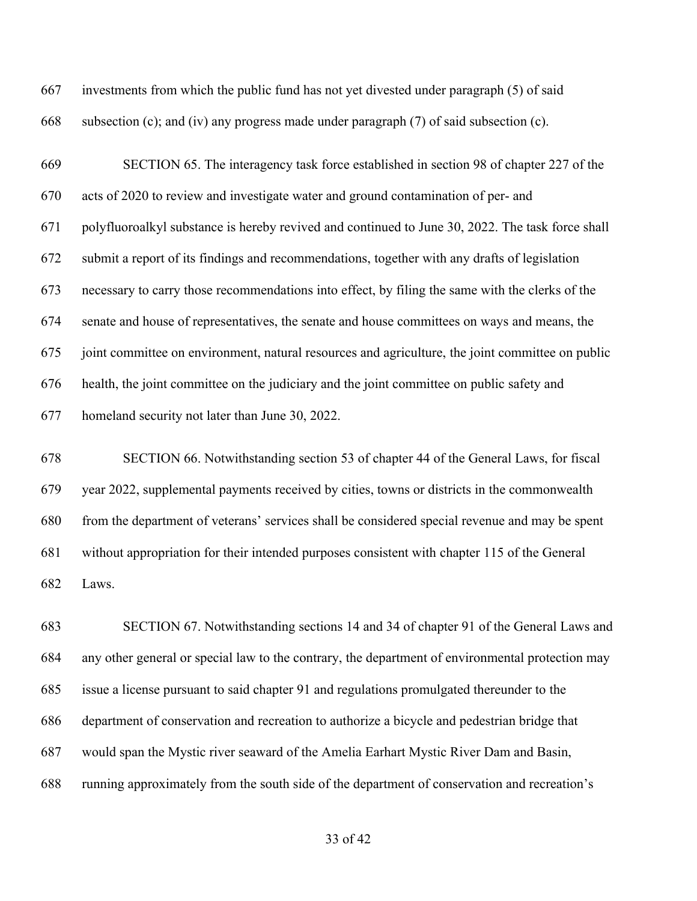investments from which the public fund has not yet divested under paragraph (5) of said subsection (c); and (iv) any progress made under paragraph (7) of said subsection (c).

SECTION 65. The interagency task force established in section 98 of chapter 227 of the acts of 2020 to review and investigate water and ground contamination of per- and polyfluoroalkyl substance is hereby revived and continued to June 30, 2022. The task force shall submit a report of its findings and recommendations, together with any drafts of legislation necessary to carry those recommendations into effect, by filing the same with the clerks of the senate and house of representatives, the senate and house committees on ways and means, the joint committee on environment, natural resources and agriculture, the joint committee on public health, the joint committee on the judiciary and the joint committee on public safety and homeland security not later than June 30, 2022.

SECTION 66. Notwithstanding section 53 of chapter 44 of the General Laws, for fiscal year 2022, supplemental payments received by cities, towns or districts in the commonwealth from the department of veterans' services shall be considered special revenue and may be spent without appropriation for their intended purposes consistent with chapter 115 of the General Laws.

SECTION 67. Notwithstanding sections 14 and 34 of chapter 91 of the General Laws and any other general or special law to the contrary, the department of environmental protection may issue a license pursuant to said chapter 91 and regulations promulgated thereunder to the department of conservation and recreation to authorize a bicycle and pedestrian bridge that would span the Mystic river seaward of the Amelia Earhart Mystic River Dam and Basin, running approximately from the south side of the department of conservation and recreation's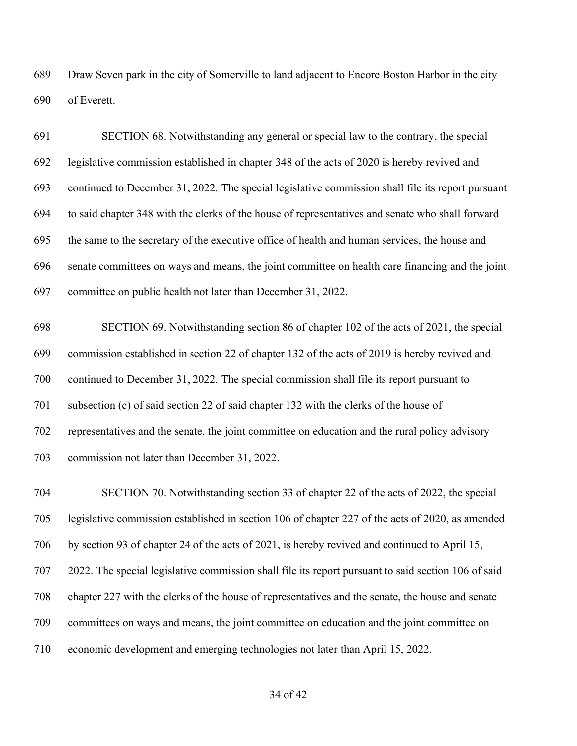Draw Seven park in the city of Somerville to land adjacent to Encore Boston Harbor in the city of Everett.

SECTION 68. Notwithstanding any general or special law to the contrary, the special legislative commission established in chapter 348 of the acts of 2020 is hereby revived and continued to December 31, 2022. The special legislative commission shall file its report pursuant to said chapter 348 with the clerks of the house of representatives and senate who shall forward the same to the secretary of the executive office of health and human services, the house and senate committees on ways and means, the joint committee on health care financing and the joint committee on public health not later than December 31, 2022.

SECTION 69. Notwithstanding section 86 of chapter 102 of the acts of 2021, the special commission established in section 22 of chapter 132 of the acts of 2019 is hereby revived and continued to December 31, 2022. The special commission shall file its report pursuant to subsection (c) of said section 22 of said chapter 132 with the clerks of the house of representatives and the senate, the joint committee on education and the rural policy advisory commission not later than December 31, 2022.

SECTION 70. Notwithstanding section 33 of chapter 22 of the acts of 2022, the special legislative commission established in section 106 of chapter 227 of the acts of 2020, as amended by section 93 of chapter 24 of the acts of 2021, is hereby revived and continued to April 15, 2022. The special legislative commission shall file its report pursuant to said section 106 of said chapter 227 with the clerks of the house of representatives and the senate, the house and senate committees on ways and means, the joint committee on education and the joint committee on economic development and emerging technologies not later than April 15, 2022.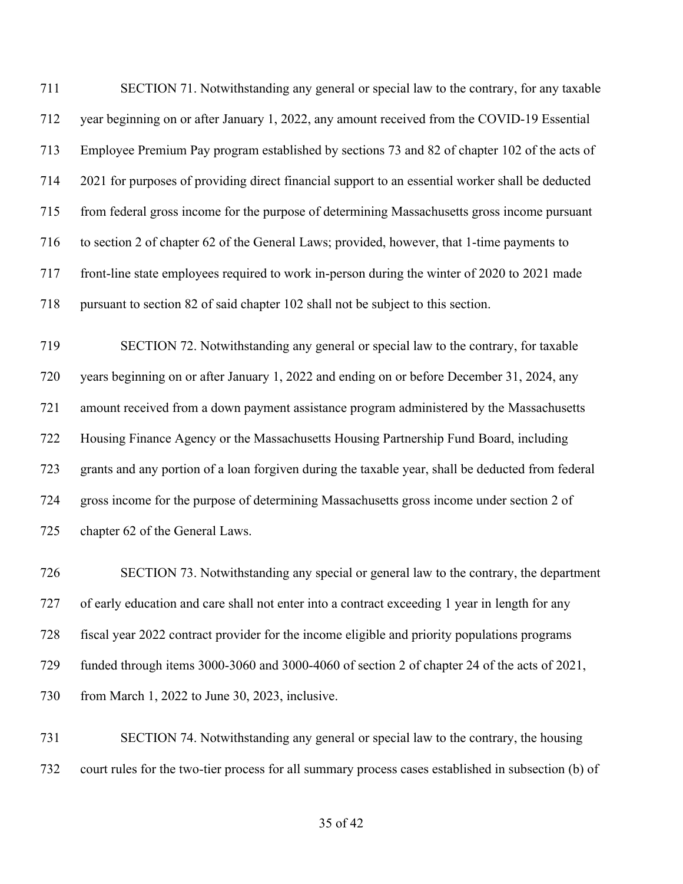SECTION 71. Notwithstanding any general or special law to the contrary, for any taxable year beginning on or after January 1, 2022, any amount received from the COVID-19 Essential Employee Premium Pay program established by sections 73 and 82 of chapter 102 of the acts of 2021 for purposes of providing direct financial support to an essential worker shall be deducted from federal gross income for the purpose of determining Massachusetts gross income pursuant to section 2 of chapter 62 of the General Laws; provided, however, that 1-time payments to front-line state employees required to work in-person during the winter of 2020 to 2021 made pursuant to section 82 of said chapter 102 shall not be subject to this section.

SECTION 72. Notwithstanding any general or special law to the contrary, for taxable years beginning on or after January 1, 2022 and ending on or before December 31, 2024, any amount received from a down payment assistance program administered by the Massachusetts Housing Finance Agency or the Massachusetts Housing Partnership Fund Board, including grants and any portion of a loan forgiven during the taxable year, shall be deducted from federal gross income for the purpose of determining Massachusetts gross income under section 2 of chapter 62 of the General Laws.

SECTION 73. Notwithstanding any special or general law to the contrary, the department of early education and care shall not enter into a contract exceeding 1 year in length for any fiscal year 2022 contract provider for the income eligible and priority populations programs funded through items 3000-3060 and 3000-4060 of section 2 of chapter 24 of the acts of 2021, from March 1, 2022 to June 30, 2023, inclusive.

SECTION 74. Notwithstanding any general or special law to the contrary, the housing court rules for the two-tier process for all summary process cases established in subsection (b) of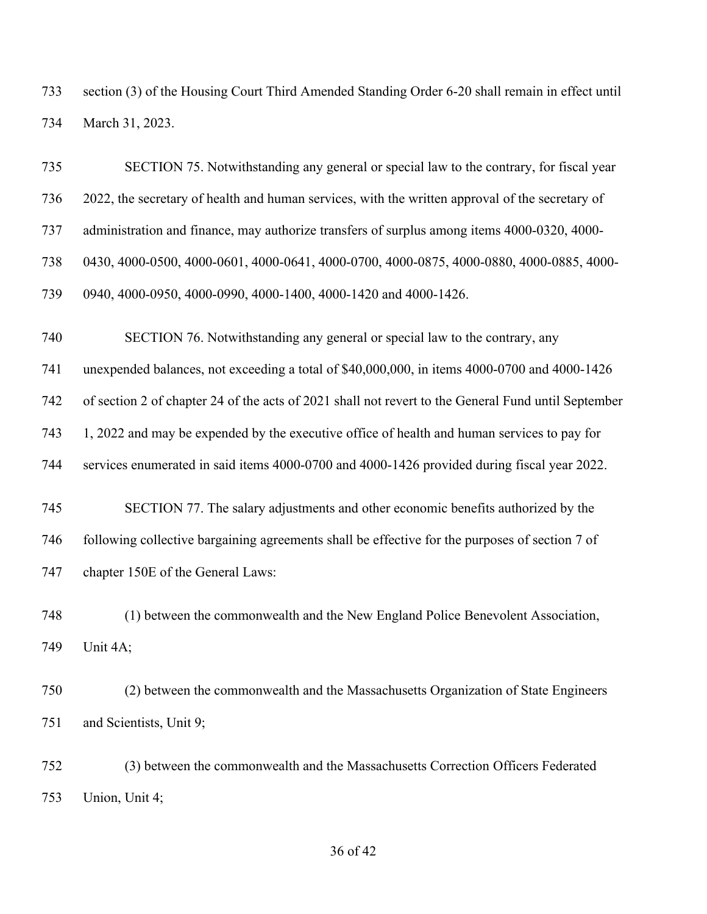section (3) of the Housing Court Third Amended Standing Order 6-20 shall remain in effect until March 31, 2023.

SECTION 75. Notwithstanding any general or special law to the contrary, for fiscal year 2022, the secretary of health and human services, with the written approval of the secretary of administration and finance, may authorize transfers of surplus among items 4000-0320, 4000-0430, 4000-0500, 4000-0601, 4000-0641, 4000-0700, 4000-0875, 4000-0880, 4000-0885, 4000-0940, 4000-0950, 4000-0990, 4000-1400, 4000-1420 and 4000-1426.

SECTION 76. Notwithstanding any general or special law to the contrary, any unexpended balances, not exceeding a total of $40,000,000, in items 4000-0700 and 4000-1426 of section 2 of chapter 24 of the acts of 2021 shall not revert to the General Fund until September 1, 2022 and may be expended by the executive office of health and human services to pay for services enumerated in said items 4000-0700 and 4000-1426 provided during fiscal year 2022.

SECTION 77. The salary adjustments and other economic benefits authorized by the following collective bargaining agreements shall be effective for the purposes of section 7 of chapter 150E of the General Laws:

(1) between the commonwealth and the New England Police Benevolent Association, Unit 4A;

(2) between the commonwealth and the Massachusetts Organization of State Engineers and Scientists, Unit 9;

(3) between the commonwealth and the Massachusetts Correction Officers Federated Union, Unit 4;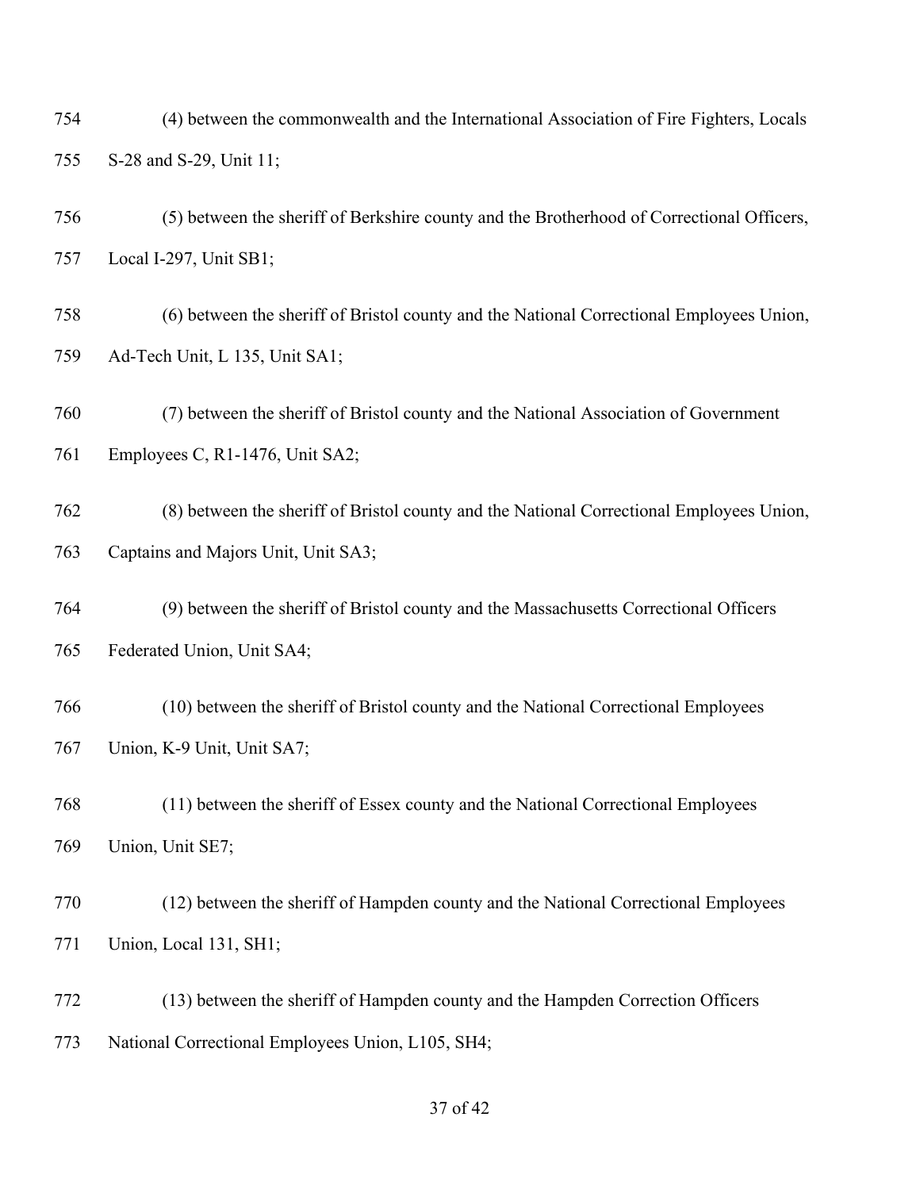754 (4) between the commonwealth and the International Association of Fire Fighters, Locals
755 S-28 and S-29, Unit 11;

756 (5) between the sheriff of Berkshire county and the Brotherhood of Correctional Officers,
757 Local I-297, Unit SB1;

758 (6) between the sheriff of Bristol county and the National Correctional Employees Union,
759 Ad-Tech Unit, L 135, Unit SA1;

760 (7) between the sheriff of Bristol county and the National Association of Government
761 Employees C, R1-1476, Unit SA2;

762 (8) between the sheriff of Bristol county and the National Correctional Employees Union,
763 Captains and Majors Unit, Unit SA3;

764 (9) between the sheriff of Bristol county and the Massachusetts Correctional Officers
765 Federated Union, Unit SA4;

766 (10) between the sheriff of Bristol county and the National Correctional Employees
767 Union, K-9 Unit, Unit SA7;

768 (11) between the sheriff of Essex county and the National Correctional Employees
769 Union, Unit SE7;

770 (12) between the sheriff of Hampden county and the National Correctional Employees
771 Union, Local 131, SH1;

772 (13) between the sheriff of Hampden county and the Hampden Correction Officers
773 National Correctional Employees Union, L105, SH4;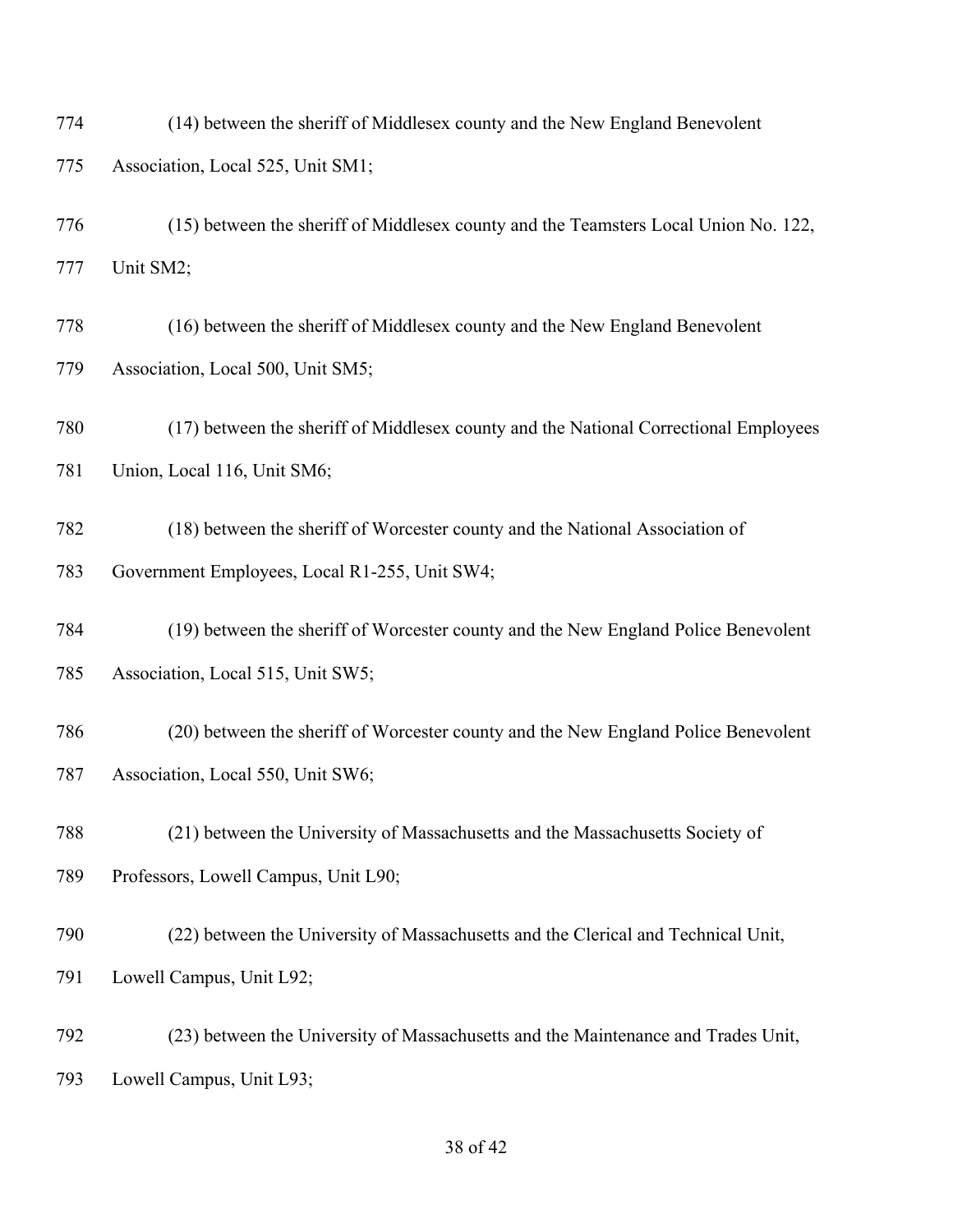(14) between the sheriff of Middlesex county and the New England Benevolent Association, Local 525, Unit SM1;

(15) between the sheriff of Middlesex county and the Teamsters Local Union No. 122, Unit SM2;

(16) between the sheriff of Middlesex county and the New England Benevolent Association, Local 500, Unit SM5;

(17) between the sheriff of Middlesex county and the National Correctional Employees Union, Local 116, Unit SM6;

(18) between the sheriff of Worcester county and the National Association of Government Employees, Local R1-255, Unit SW4;

(19) between the sheriff of Worcester county and the New England Police Benevolent Association, Local 515, Unit SW5;

(20) between the sheriff of Worcester county and the New England Police Benevolent Association, Local 550, Unit SW6;

(21) between the University of Massachusetts and the Massachusetts Society of Professors, Lowell Campus, Unit L90;

(22) between the University of Massachusetts and the Clerical and Technical Unit, Lowell Campus, Unit L92;

(23) between the University of Massachusetts and the Maintenance and Trades Unit, Lowell Campus, Unit L93;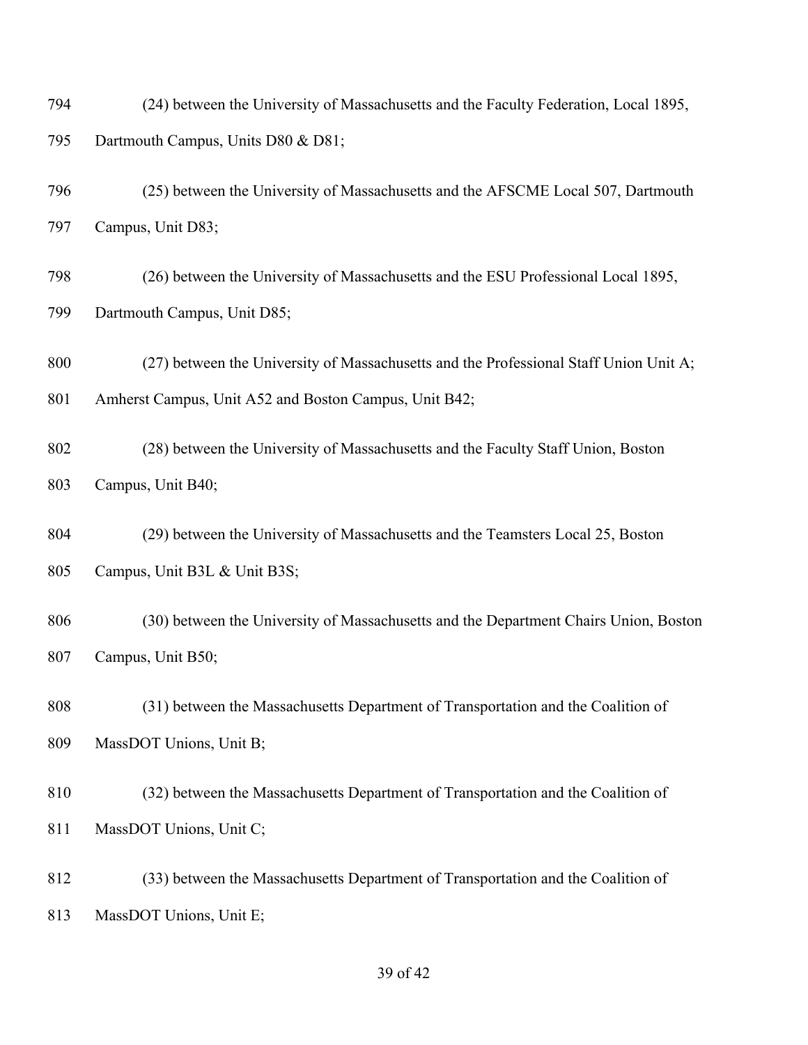794 (24) between the University of Massachusetts and the Faculty Federation, Local 1895,
795 Dartmouth Campus, Units D80 & D81;

796 (25) between the University of Massachusetts and the AFSCME Local 507, Dartmouth
797 Campus, Unit D83;

798 (26) between the University of Massachusetts and the ESU Professional Local 1895,
799 Dartmouth Campus, Unit D85;

800 (27) between the University of Massachusetts and the Professional Staff Union Unit A;
801 Amherst Campus, Unit A52 and Boston Campus, Unit B42;

802 (28) between the University of Massachusetts and the Faculty Staff Union, Boston
803 Campus, Unit B40;

804 (29) between the University of Massachusetts and the Teamsters Local 25, Boston
805 Campus, Unit B3L & Unit B3S;

806 (30) between the University of Massachusetts and the Department Chairs Union, Boston
807 Campus, Unit B50;

808 (31) between the Massachusetts Department of Transportation and the Coalition of
809 MassDOT Unions, Unit B;

810 (32) between the Massachusetts Department of Transportation and the Coalition of
811 MassDOT Unions, Unit C;

812 (33) between the Massachusetts Department of Transportation and the Coalition of
813 MassDOT Unions, Unit E;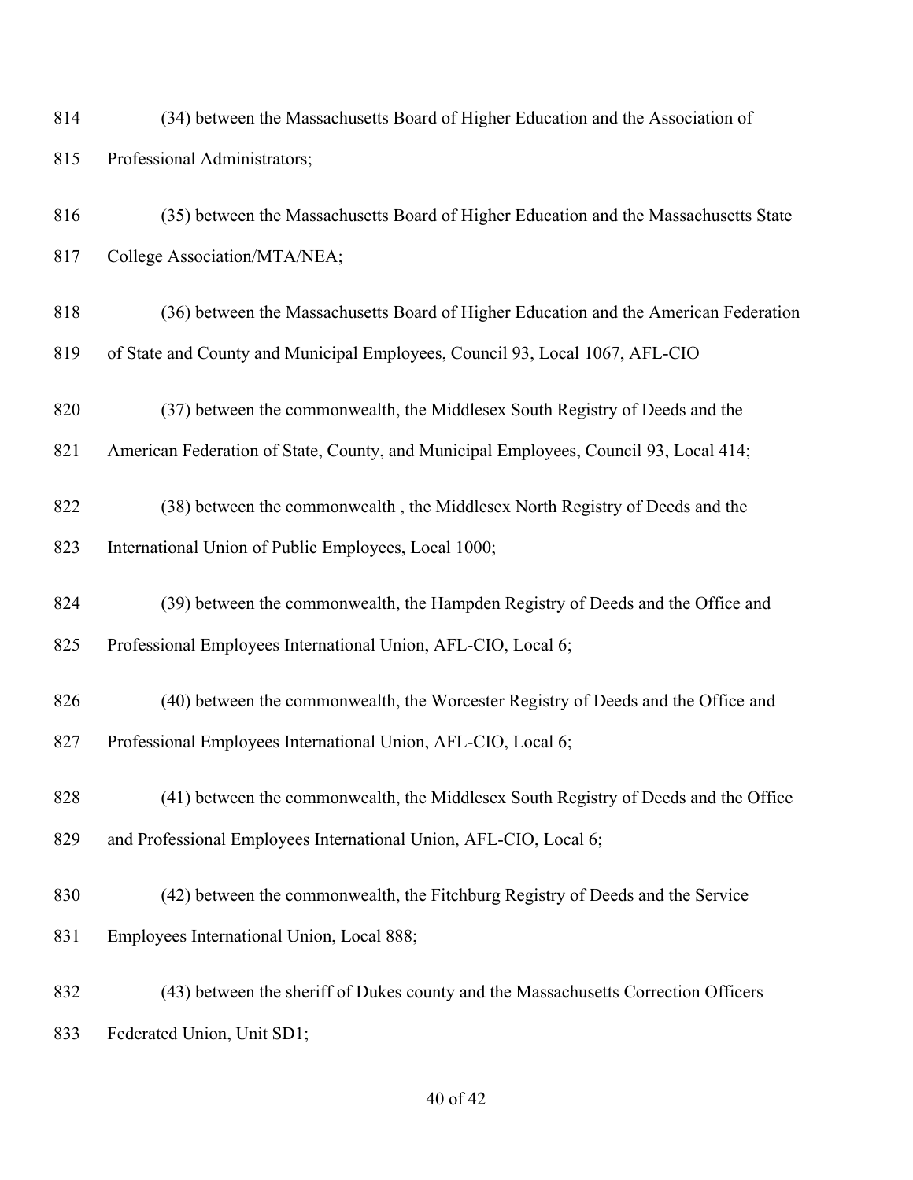(34) between the Massachusetts Board of Higher Education and the Association of Professional Administrators;

(35) between the Massachusetts Board of Higher Education and the Massachusetts State College Association/MTA/NEA;

(36) between the Massachusetts Board of Higher Education and the American Federation of State and County and Municipal Employees, Council 93, Local 1067, AFL-CIO

(37) between the commonwealth, the Middlesex South Registry of Deeds and the American Federation of State, County, and Municipal Employees, Council 93, Local 414;

(38) between the commonwealth , the Middlesex North Registry of Deeds and the International Union of Public Employees, Local 1000;

(39) between the commonwealth, the Hampden Registry of Deeds and the Office and Professional Employees International Union, AFL-CIO, Local 6;

(40) between the commonwealth, the Worcester Registry of Deeds and the Office and Professional Employees International Union, AFL-CIO, Local 6;

(41) between the commonwealth, the Middlesex South Registry of Deeds and the Office and Professional Employees International Union, AFL-CIO, Local 6;

(42) between the commonwealth, the Fitchburg Registry of Deeds and the Service Employees International Union, Local 888;

(43) between the sheriff of Dukes county and the Massachusetts Correction Officers Federated Union, Unit SD1;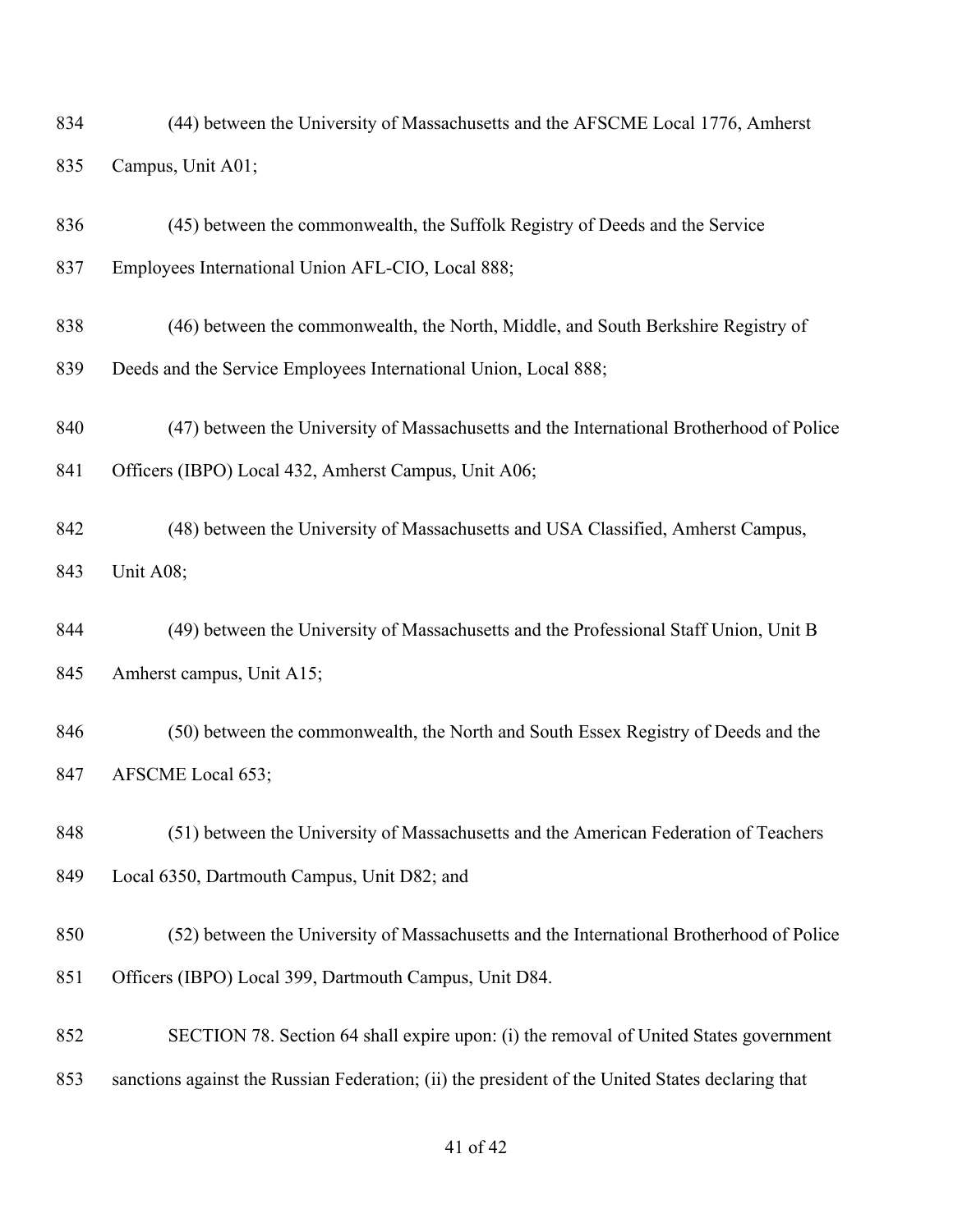(44) between the University of Massachusetts and the AFSCME Local 1776, Amherst Campus, Unit A01;

(45) between the commonwealth, the Suffolk Registry of Deeds and the Service Employees International Union AFL-CIO, Local 888;

(46) between the commonwealth, the North, Middle, and South Berkshire Registry of Deeds and the Service Employees International Union, Local 888;

(47) between the University of Massachusetts and the International Brotherhood of Police Officers (IBPO) Local 432, Amherst Campus, Unit A06;

(48) between the University of Massachusetts and USA Classified, Amherst Campus, Unit A08;

(49) between the University of Massachusetts and the Professional Staff Union, Unit B Amherst campus, Unit A15;

(50) between the commonwealth, the North and South Essex Registry of Deeds and the AFSCME Local 653;

(51) between the University of Massachusetts and the American Federation of Teachers Local 6350, Dartmouth Campus, Unit D82; and

(52) between the University of Massachusetts and the International Brotherhood of Police Officers (IBPO) Local 399, Dartmouth Campus, Unit D84.

SECTION 78. Section 64 shall expire upon: (i) the removal of United States government sanctions against the Russian Federation; (ii) the president of the United States declaring that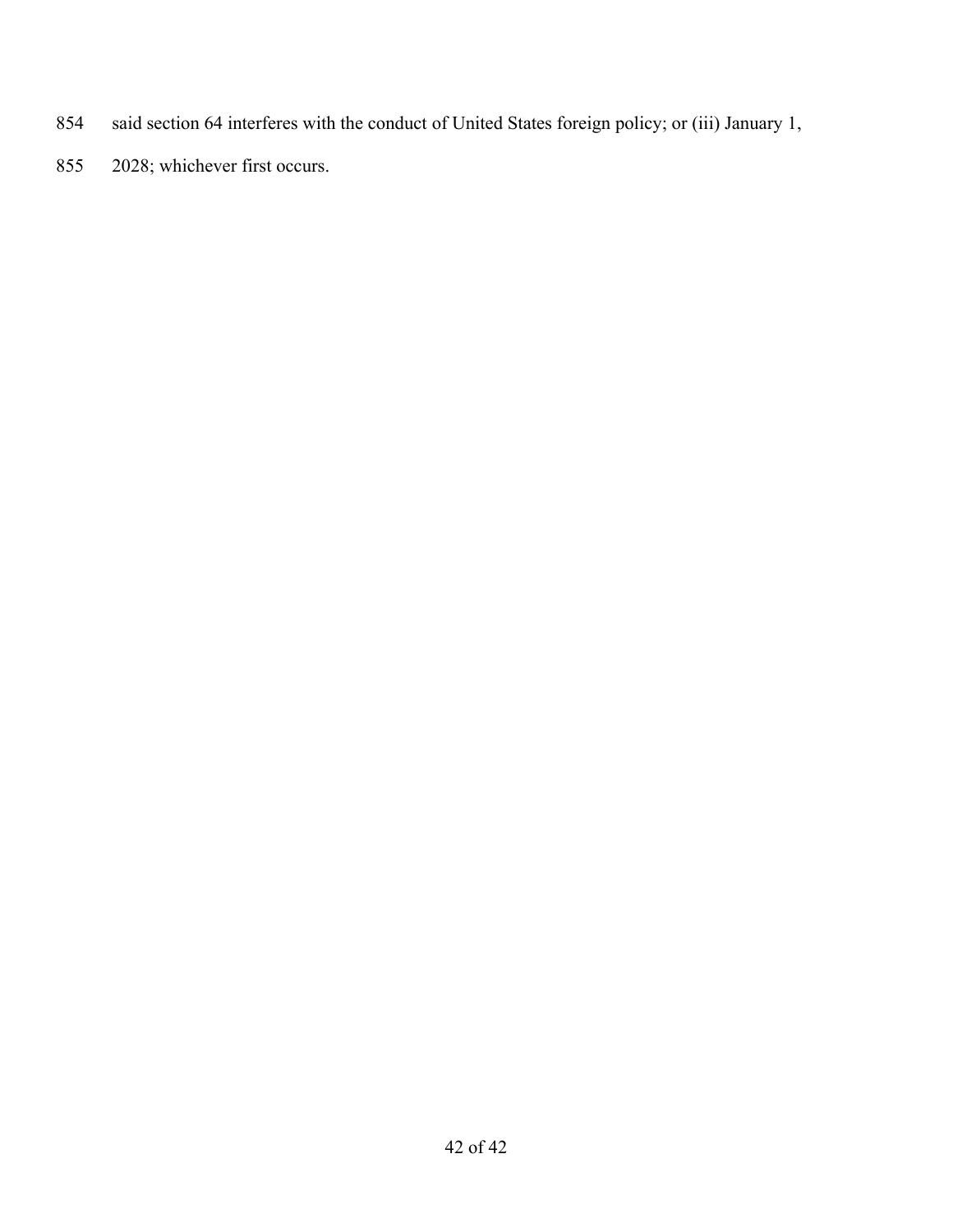854 said section 64 interferes with the conduct of United States foreign policy; or (iii) January 1,

855 2028; whichever first occurs.